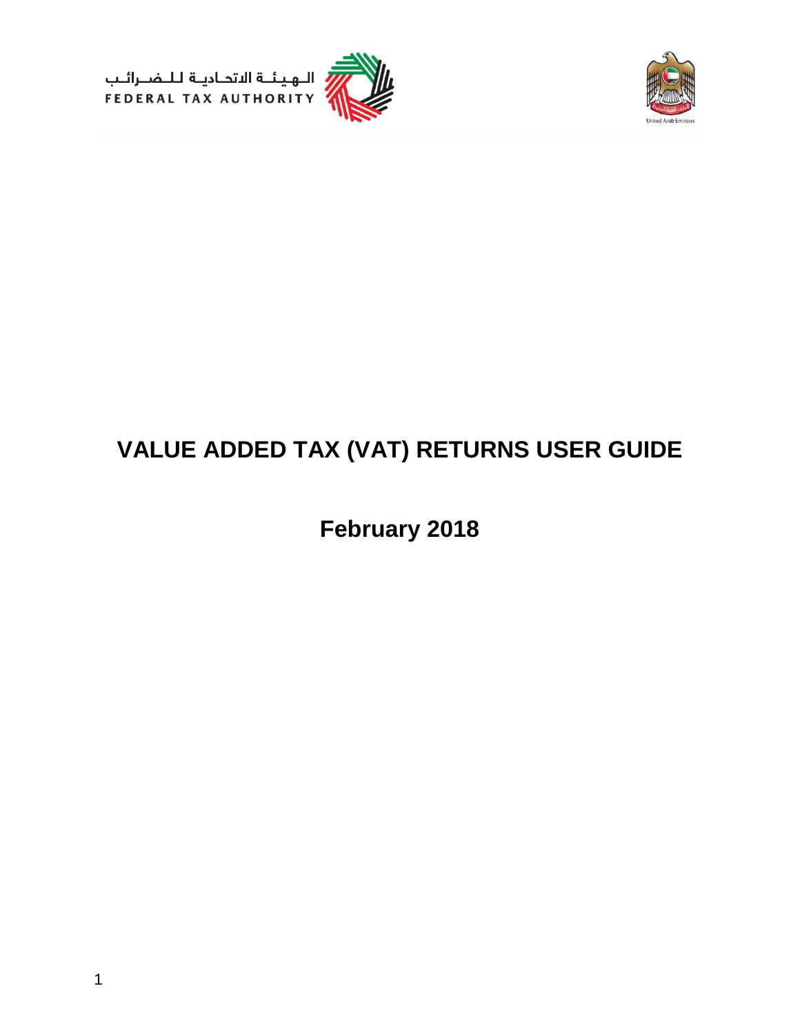الـهـيـئـة الاتحـاديـة لـلـضـرائـب
FEDERAL TAX AUTHORITY

United Arab Emirates

# VALUE ADDED TAX (VAT) RETURNS USER GUIDE

## February 2018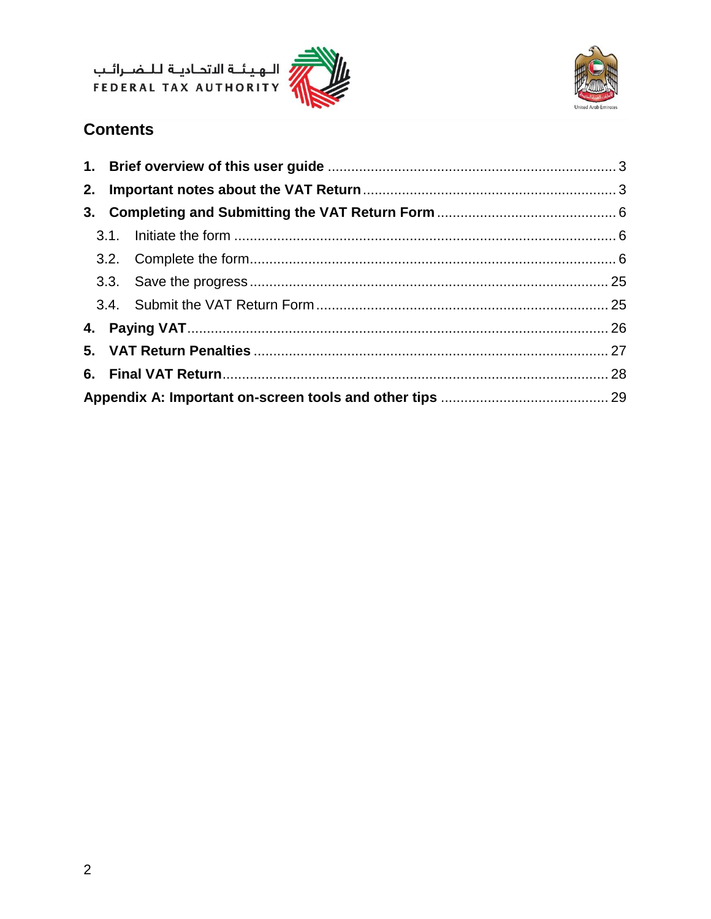## Contents

1. **Brief overview of this user guide** ........................................................................ 3
2. **Important notes about the VAT Return** ............................................................... 3
3. **Completing and Submitting the VAT Return Form** ............................................. 6
   - 3.1. Initiate the form ................................................................................................ 6
   - 3.2. Complete the form............................................................................................ 6
   - 3.3. Save the progress .......................................................................................... 25
   - 3.4. Submit the VAT Return Form ......................................................................... 25
4. **Paying VAT**.......................................................................................................... 26
5. **VAT Return Penalties** ......................................................................................... 27
6. **Final VAT Return**................................................................................................. 28

**Appendix A: Important on-screen tools and other tips** .......................................... 29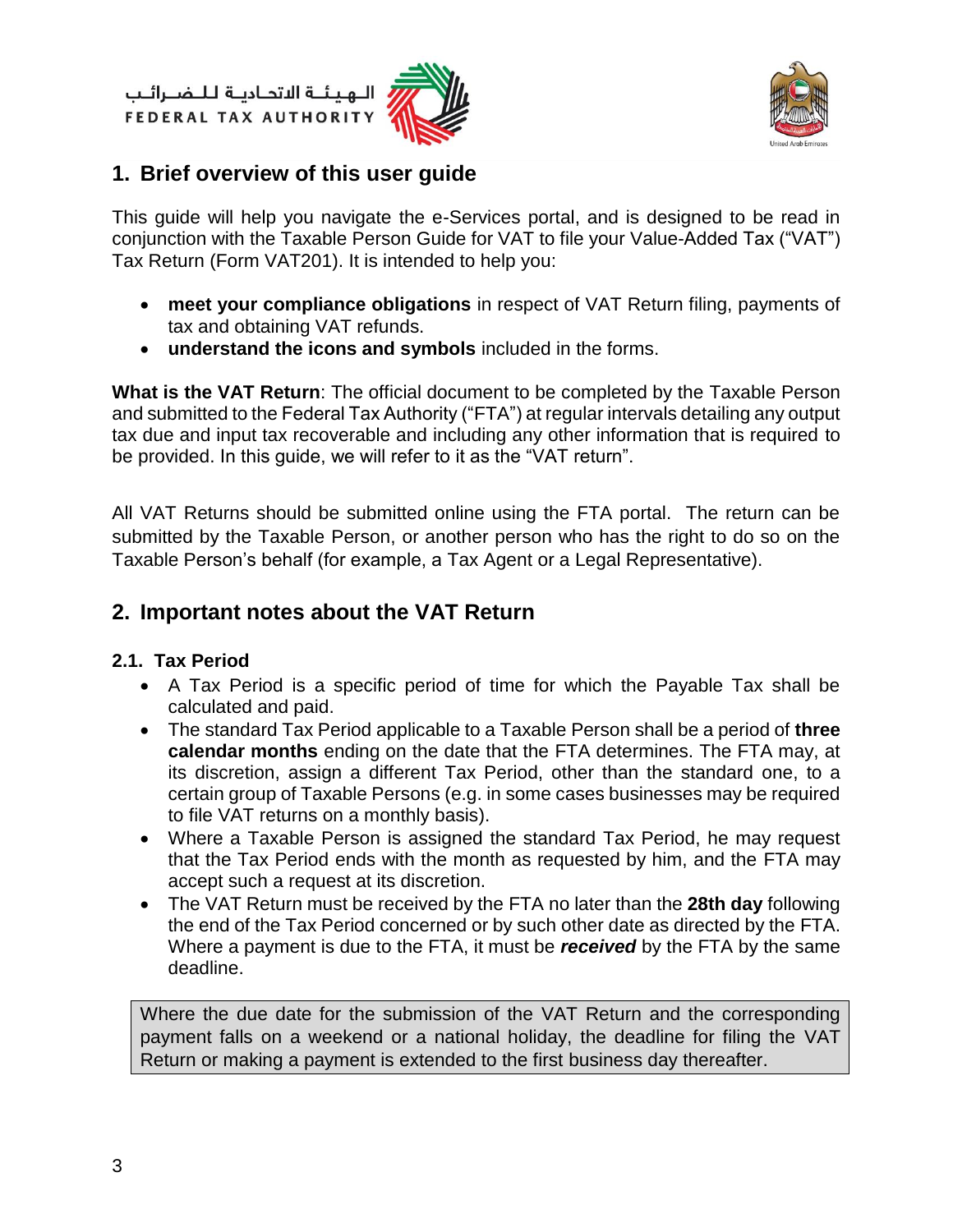## 1. Brief overview of this user guide

This guide will help you navigate the e-Services portal, and is designed to be read in conjunction with the Taxable Person Guide for VAT to file your Value-Added Tax ("VAT") Tax Return (Form VAT201). It is intended to help you:

- **meet your compliance obligations** in respect of VAT Return filing, payments of tax and obtaining VAT refunds.
- **understand the icons and symbols** included in the forms.

**What is the VAT Return**: The official document to be completed by the Taxable Person and submitted to the Federal Tax Authority ("FTA") at regular intervals detailing any output tax due and input tax recoverable and including any other information that is required to be provided. In this guide, we will refer to it as the "VAT return".

All VAT Returns should be submitted online using the FTA portal. The return can be submitted by the Taxable Person, or another person who has the right to do so on the Taxable Person's behalf (for example, a Tax Agent or a Legal Representative).

## 2. Important notes about the VAT Return

### 2.1. Tax Period

- A Tax Period is a specific period of time for which the Payable Tax shall be calculated and paid.
- The standard Tax Period applicable to a Taxable Person shall be a period of **three calendar months** ending on the date that the FTA determines. The FTA may, at its discretion, assign a different Tax Period, other than the standard one, to a certain group of Taxable Persons (e.g. in some cases businesses may be required to file VAT returns on a monthly basis).
- Where a Taxable Person is assigned the standard Tax Period, he may request that the Tax Period ends with the month as requested by him, and the FTA may accept such a request at its discretion.
- The VAT Return must be received by the FTA no later than the **28th day** following the end of the Tax Period concerned or by such other date as directed by the FTA. Where a payment is due to the FTA, it must be ***received*** by the FTA by the same deadline.

> Where the due date for the submission of the VAT Return and the corresponding payment falls on a weekend or a national holiday, the deadline for filing the VAT Return or making a payment is extended to the first business day thereafter.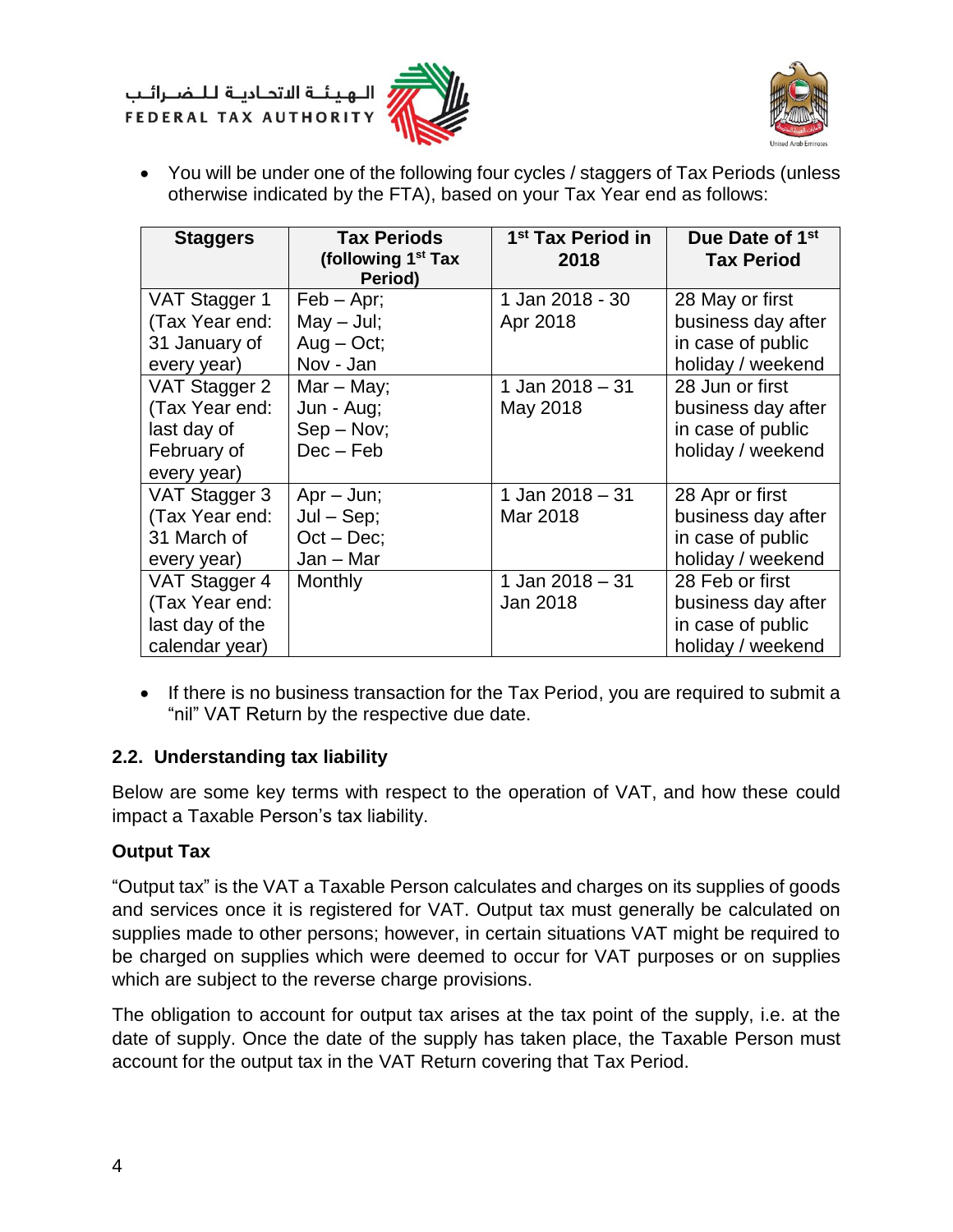- You will be under one of the following four cycles / staggers of Tax Periods (unless otherwise indicated by the FTA), based on your Tax Year end as follows:

| Staggers | Tax Periods (following 1st Tax Period) | 1st Tax Period in 2018 | Due Date of 1st Tax Period |
|---|---|---|---|
| VAT Stagger 1 (Tax Year end: 31 January of every year) | Feb – Apr; May – Jul; Aug – Oct; Nov - Jan | 1 Jan 2018 - 30 Apr 2018 | 28 May or first business day after in case of public holiday / weekend |
| VAT Stagger 2 (Tax Year end: last day of February of every year) | Mar – May; Jun - Aug; Sep – Nov; Dec – Feb | 1 Jan 2018 – 31 May 2018 | 28 Jun or first business day after in case of public holiday / weekend |
| VAT Stagger 3 (Tax Year end: 31 March of every year) | Apr – Jun; Jul – Sep; Oct – Dec; Jan – Mar | 1 Jan 2018 – 31 Mar 2018 | 28 Apr or first business day after in case of public holiday / weekend |
| VAT Stagger 4 (Tax Year end: last day of the calendar year) | Monthly | 1 Jan 2018 – 31 Jan 2018 | 28 Feb or first business day after in case of public holiday / weekend |

- If there is no business transaction for the Tax Period, you are required to submit a "nil" VAT Return by the respective due date.

### 2.2. Understanding tax liability

Below are some key terms with respect to the operation of VAT, and how these could impact a Taxable Person's tax liability.

**Output Tax**

"Output tax" is the VAT a Taxable Person calculates and charges on its supplies of goods and services once it is registered for VAT. Output tax must generally be calculated on supplies made to other persons; however, in certain situations VAT might be required to be charged on supplies which were deemed to occur for VAT purposes or on supplies which are subject to the reverse charge provisions.

The obligation to account for output tax arises at the tax point of the supply, i.e. at the date of supply. Once the date of the supply has taken place, the Taxable Person must account for the output tax in the VAT Return covering that Tax Period.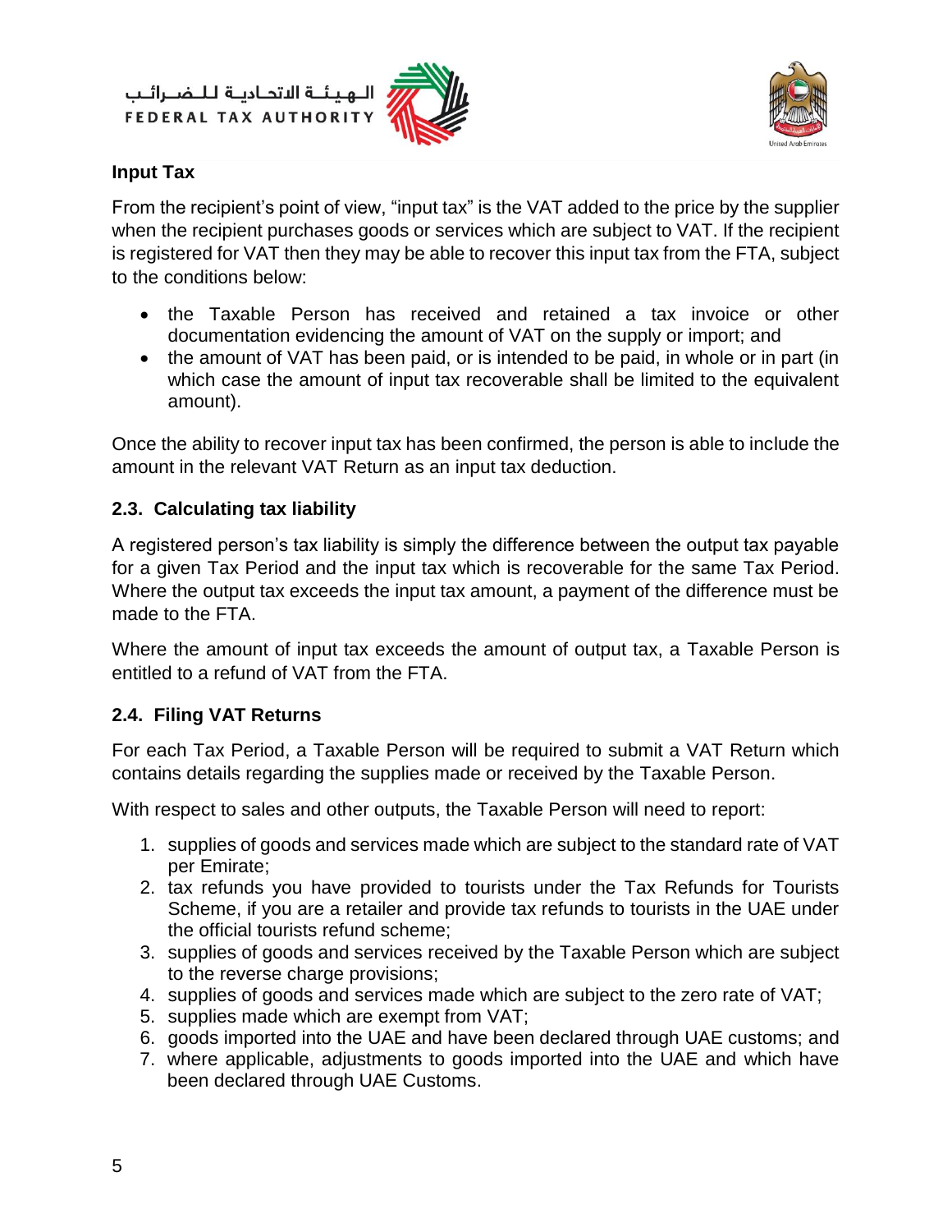**Input Tax**

From the recipient's point of view, "input tax" is the VAT added to the price by the supplier when the recipient purchases goods or services which are subject to VAT. If the recipient is registered for VAT then they may be able to recover this input tax from the FTA, subject to the conditions below:

- the Taxable Person has received and retained a tax invoice or other documentation evidencing the amount of VAT on the supply or import; and
- the amount of VAT has been paid, or is intended to be paid, in whole or in part (in which case the amount of input tax recoverable shall be limited to the equivalent amount).

Once the ability to recover input tax has been confirmed, the person is able to include the amount in the relevant VAT Return as an input tax deduction.

## 2.3. Calculating tax liability

A registered person's tax liability is simply the difference between the output tax payable for a given Tax Period and the input tax which is recoverable for the same Tax Period. Where the output tax exceeds the input tax amount, a payment of the difference must be made to the FTA.

Where the amount of input tax exceeds the amount of output tax, a Taxable Person is entitled to a refund of VAT from the FTA.

## 2.4. Filing VAT Returns

For each Tax Period, a Taxable Person will be required to submit a VAT Return which contains details regarding the supplies made or received by the Taxable Person.

With respect to sales and other outputs, the Taxable Person will need to report:

1. supplies of goods and services made which are subject to the standard rate of VAT per Emirate;
2. tax refunds you have provided to tourists under the Tax Refunds for Tourists Scheme, if you are a retailer and provide tax refunds to tourists in the UAE under the official tourists refund scheme;
3. supplies of goods and services received by the Taxable Person which are subject to the reverse charge provisions;
4. supplies of goods and services made which are subject to the zero rate of VAT;
5. supplies made which are exempt from VAT;
6. goods imported into the UAE and have been declared through UAE customs; and
7. where applicable, adjustments to goods imported into the UAE and which have been declared through UAE Customs.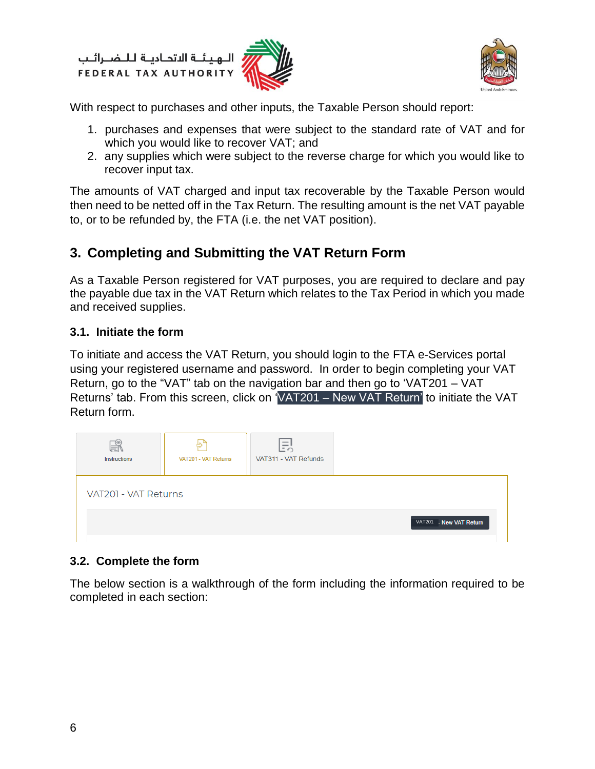With respect to purchases and other inputs, the Taxable Person should report:

1. purchases and expenses that were subject to the standard rate of VAT and for which you would like to recover VAT; and
2. any supplies which were subject to the reverse charge for which you would like to recover input tax.

The amounts of VAT charged and input tax recoverable by the Taxable Person would then need to be netted off in the Tax Return. The resulting amount is the net VAT payable to, or to be refunded by, the FTA (i.e. the net VAT position).

## 3. Completing and Submitting the VAT Return Form

As a Taxable Person registered for VAT purposes, you are required to declare and pay the payable due tax in the VAT Return which relates to the Tax Period in which you made and received supplies.

### 3.1. Initiate the form

To initiate and access the VAT Return, you should login to the FTA e-Services portal using your registered username and password. In order to begin completing your VAT Return, go to the "VAT" tab on the navigation bar and then go to 'VAT201 – VAT Returns' tab. From this screen, click on 'VAT201 – New VAT Return' to initiate the VAT Return form.

Instructions

VAT201 - VAT Returns

VAT311 - VAT Refunds

VAT201 - VAT Returns

VAT201 - New VAT Return

### 3.2. Complete the form

The below section is a walkthrough of the form including the information required to be completed in each section: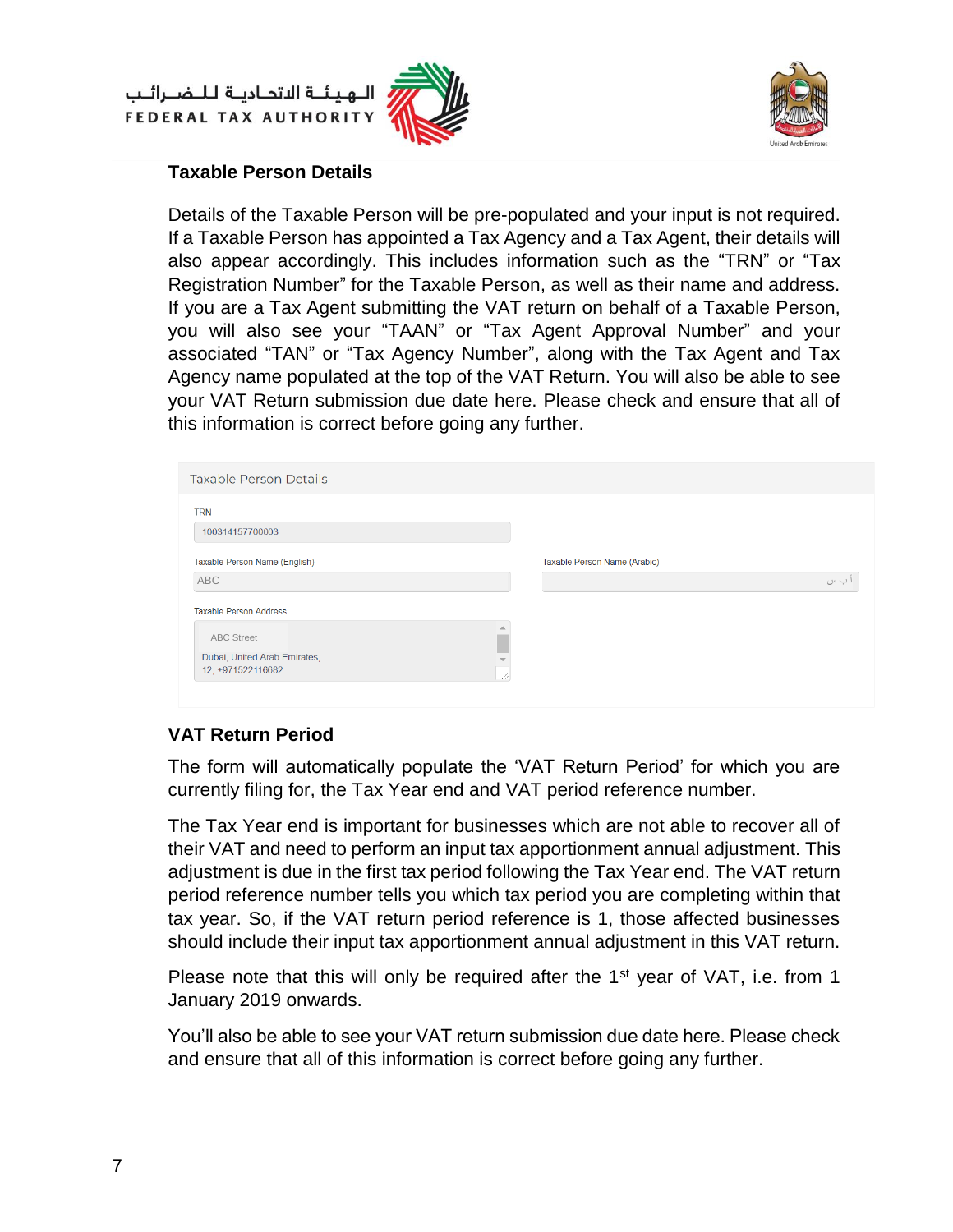## Taxable Person Details

Details of the Taxable Person will be pre-populated and your input is not required. If a Taxable Person has appointed a Tax Agency and a Tax Agent, their details will also appear accordingly. This includes information such as the "TRN" or "Tax Registration Number" for the Taxable Person, as well as their name and address. If you are a Tax Agent submitting the VAT return on behalf of a Taxable Person, you will also see your "TAAN" or "Tax Agent Approval Number" and your associated "TAN" or "Tax Agency Number", along with the Tax Agent and Tax Agency name populated at the top of the VAT Return. You will also be able to see your VAT Return submission due date here. Please check and ensure that all of this information is correct before going any further.

Taxable Person Details

TRN

100314157700003

Taxable Person Name (English)

ABC

Taxable Person Name (Arabic)

أ ب س

Taxable Person Address

ABC Street

Dubai, United Arab Emirates,
12, +971522116682

## VAT Return Period

The form will automatically populate the 'VAT Return Period' for which you are currently filing for, the Tax Year end and VAT period reference number.

The Tax Year end is important for businesses which are not able to recover all of their VAT and need to perform an input tax apportionment annual adjustment. This adjustment is due in the first tax period following the Tax Year end. The VAT return period reference number tells you which tax period you are completing within that tax year. So, if the VAT return period reference is 1, those affected businesses should include their input tax apportionment annual adjustment in this VAT return.

Please note that this will only be required after the 1st year of VAT, i.e. from 1 January 2019 onwards.

You'll also be able to see your VAT return submission due date here. Please check and ensure that all of this information is correct before going any further.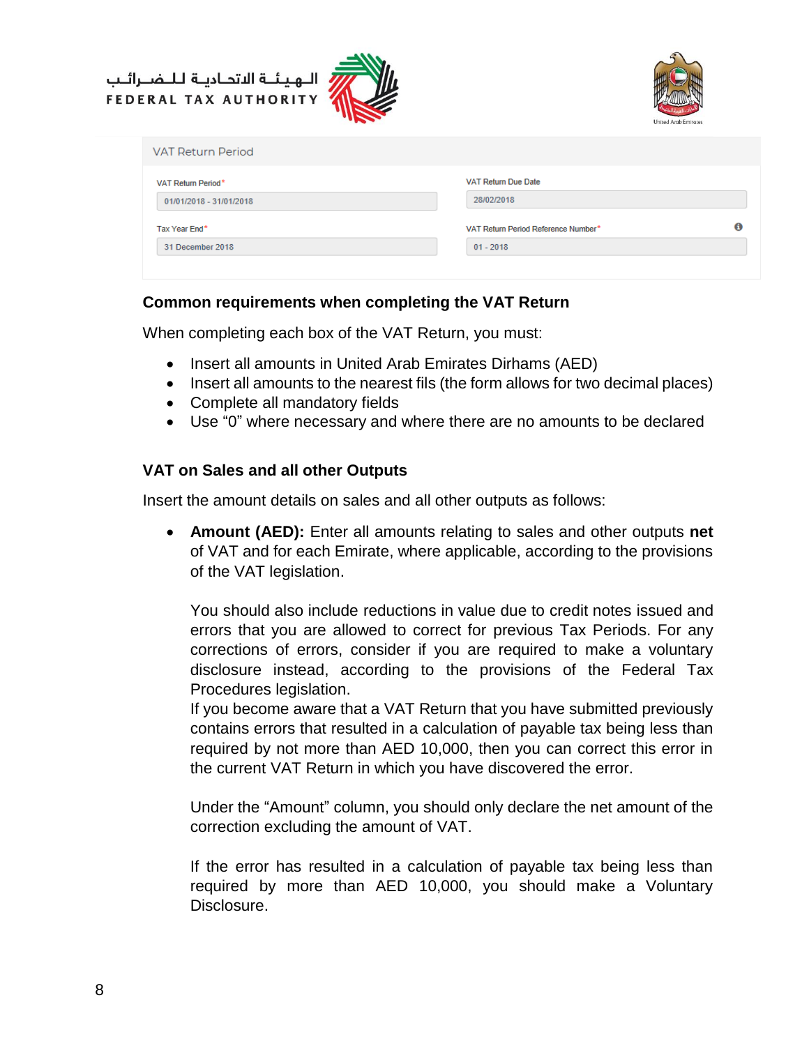VAT Return Period

| | |
|---|---|
| VAT Return Period* | VAT Return Due Date |
| 01/01/2018 - 31/01/2018 | 28/02/2018 |
| Tax Year End* | VAT Return Period Reference Number* |
| 31 December 2018 | 01 - 2018 |

**Common requirements when completing the VAT Return**

When completing each box of the VAT Return, you must:

- Insert all amounts in United Arab Emirates Dirhams (AED)
- Insert all amounts to the nearest fils (the form allows for two decimal places)
- Complete all mandatory fields
- Use "0" where necessary and where there are no amounts to be declared

**VAT on Sales and all other Outputs**

Insert the amount details on sales and all other outputs as follows:

- **Amount (AED):** Enter all amounts relating to sales and other outputs **net** of VAT and for each Emirate, where applicable, according to the provisions of the VAT legislation.

  You should also include reductions in value due to credit notes issued and errors that you are allowed to correct for previous Tax Periods. For any corrections of errors, consider if you are required to make a voluntary disclosure instead, according to the provisions of the Federal Tax Procedures legislation.
  If you become aware that a VAT Return that you have submitted previously contains errors that resulted in a calculation of payable tax being less than required by not more than AED 10,000, then you can correct this error in the current VAT Return in which you have discovered the error.

  Under the "Amount" column, you should only declare the net amount of the correction excluding the amount of VAT.

  If the error has resulted in a calculation of payable tax being less than required by more than AED 10,000, you should make a Voluntary Disclosure.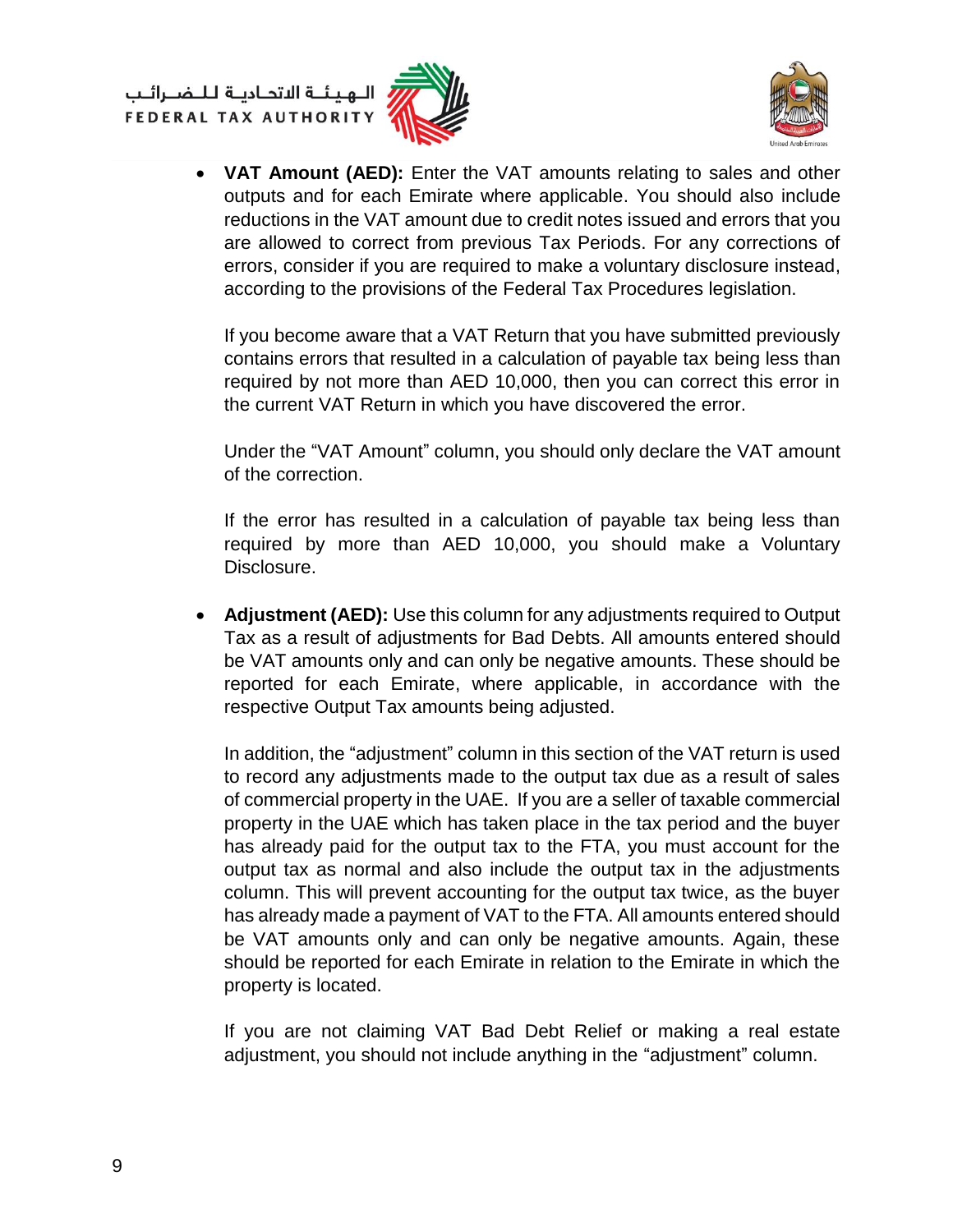- **VAT Amount (AED):** Enter the VAT amounts relating to sales and other outputs and for each Emirate where applicable. You should also include reductions in the VAT amount due to credit notes issued and errors that you are allowed to correct from previous Tax Periods. For any corrections of errors, consider if you are required to make a voluntary disclosure instead, according to the provisions of the Federal Tax Procedures legislation.

  If you become aware that a VAT Return that you have submitted previously contains errors that resulted in a calculation of payable tax being less than required by not more than AED 10,000, then you can correct this error in the current VAT Return in which you have discovered the error.

  Under the “VAT Amount” column, you should only declare the VAT amount of the correction.

  If the error has resulted in a calculation of payable tax being less than required by more than AED 10,000, you should make a Voluntary Disclosure.

- **Adjustment (AED):** Use this column for any adjustments required to Output Tax as a result of adjustments for Bad Debts. All amounts entered should be VAT amounts only and can only be negative amounts. These should be reported for each Emirate, where applicable, in accordance with the respective Output Tax amounts being adjusted.

  In addition, the “adjustment” column in this section of the VAT return is used to record any adjustments made to the output tax due as a result of sales of commercial property in the UAE. If you are a seller of taxable commercial property in the UAE which has taken place in the tax period and the buyer has already paid for the output tax to the FTA, you must account for the output tax as normal and also include the output tax in the adjustments column. This will prevent accounting for the output tax twice, as the buyer has already made a payment of VAT to the FTA. All amounts entered should be VAT amounts only and can only be negative amounts. Again, these should be reported for each Emirate in relation to the Emirate in which the property is located.

  If you are not claiming VAT Bad Debt Relief or making a real estate adjustment, you should not include anything in the “adjustment” column.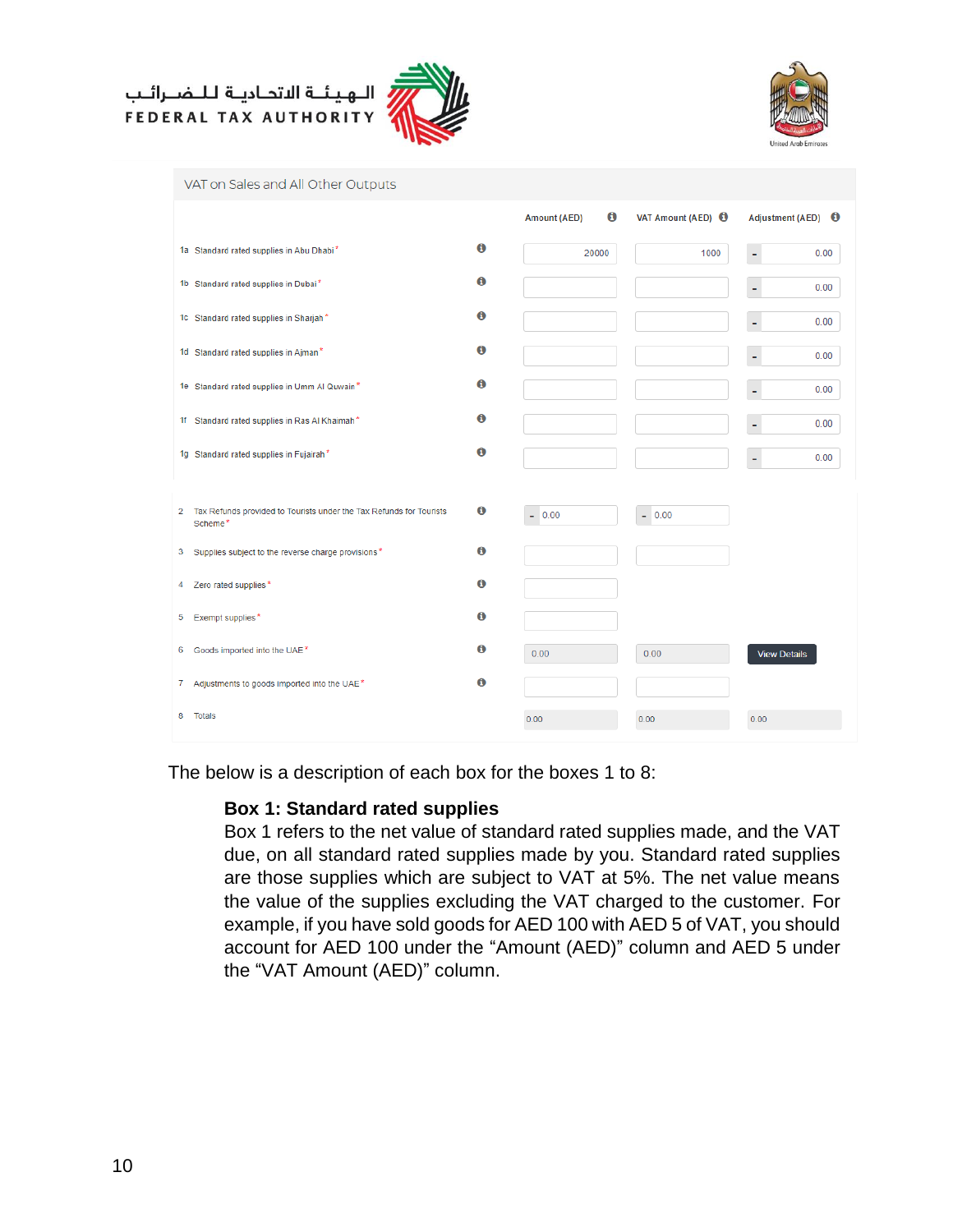VAT on Sales and All Other Outputs

| | | Amount (AED) | VAT Amount (AED) | Adjustment (AED) |
|---|---|---|---|---|
| 1a | Standard rated supplies in Abu Dhabi* | 20000 | 1000 | - 0.00 |
| 1b | Standard rated supplies in Dubai* | | | - 0.00 |
| 1c | Standard rated supplies in Sharjah* | | | - 0.00 |
| 1d | Standard rated supplies in Ajman* | | | - 0.00 |
| 1e | Standard rated supplies in Umm Al Quwain* | | | - 0.00 |
| 1f | Standard rated supplies in Ras Al Khaimah* | | | - 0.00 |
| 1g | Standard rated supplies in Fujairah* | | | - 0.00 |
| 2 | Tax Refunds provided to Tourists under the Tax Refunds for Tourists Scheme* | - 0.00 | - 0.00 | |
| 3 | Supplies subject to the reverse charge provisions* | | | |
| 4 | Zero rated supplies* | | | |
| 5 | Exempt supplies* | | | |
| 6 | Goods imported into the UAE* | 0.00 | 0.00 | View Details |
| 7 | Adjustments to goods imported into the UAE* | | | |
| 8 | Totals | 0.00 | 0.00 | 0.00 |

The below is a description of each box for the boxes 1 to 8:

**Box 1: Standard rated supplies**

Box 1 refers to the net value of standard rated supplies made, and the VAT due, on all standard rated supplies made by you. Standard rated supplies are those supplies which are subject to VAT at 5%. The net value means the value of the supplies excluding the VAT charged to the customer. For example, if you have sold goods for AED 100 with AED 5 of VAT, you should account for AED 100 under the "Amount (AED)" column and AED 5 under the "VAT Amount (AED)" column.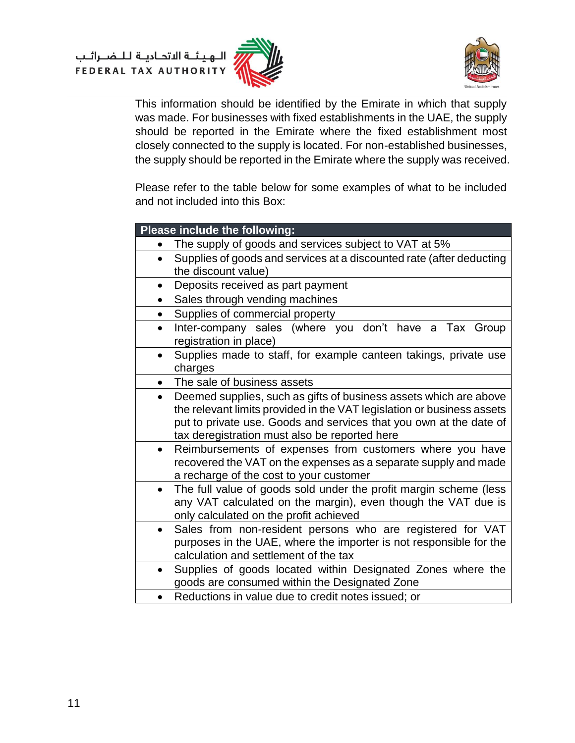This information should be identified by the Emirate in which that supply was made. For businesses with fixed establishments in the UAE, the supply should be reported in the Emirate where the fixed establishment most closely connected to the supply is located. For non-established businesses, the supply should be reported in the Emirate where the supply was received.

Please refer to the table below for some examples of what to be included and not included into this Box:

| **Please include the following:** |
|---|
| • The supply of goods and services subject to VAT at 5% |
| • Supplies of goods and services at a discounted rate (after deducting the discount value) |
| • Deposits received as part payment |
| • Sales through vending machines |
| • Supplies of commercial property |
| • Inter-company sales (where you don't have a Tax Group registration in place) |
| • Supplies made to staff, for example canteen takings, private use charges |
| • The sale of business assets |
| • Deemed supplies, such as gifts of business assets which are above the relevant limits provided in the VAT legislation or business assets put to private use. Goods and services that you own at the date of tax deregistration must also be reported here |
| • Reimbursements of expenses from customers where you have recovered the VAT on the expenses as a separate supply and made a recharge of the cost to your customer |
| • The full value of goods sold under the profit margin scheme (less any VAT calculated on the margin), even though the VAT due is only calculated on the profit achieved |
| • Sales from non-resident persons who are registered for VAT purposes in the UAE, where the importer is not responsible for the calculation and settlement of the tax |
| • Supplies of goods located within Designated Zones where the goods are consumed within the Designated Zone |
| • Reductions in value due to credit notes issued; or |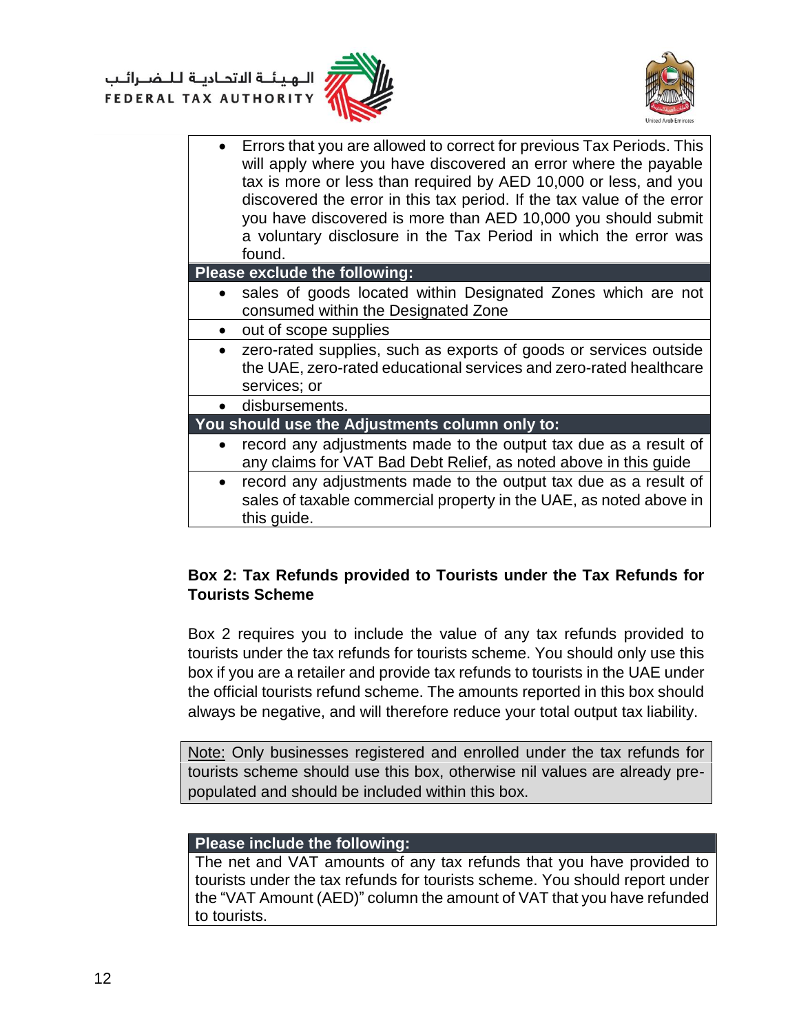- Errors that you are allowed to correct for previous Tax Periods. This will apply where you have discovered an error where the payable tax is more or less than required by AED 10,000 or less, and you discovered the error in this tax period. If the tax value of the error you have discovered is more than AED 10,000 you should submit a voluntary disclosure in the Tax Period in which the error was found.

**Please exclude the following:**

- sales of goods located within Designated Zones which are not consumed within the Designated Zone
- out of scope supplies
- zero-rated supplies, such as exports of goods or services outside the UAE, zero-rated educational services and zero-rated healthcare services; or
- disbursements.

**You should use the Adjustments column only to:**

- record any adjustments made to the output tax due as a result of any claims for VAT Bad Debt Relief, as noted above in this guide
- record any adjustments made to the output tax due as a result of sales of taxable commercial property in the UAE, as noted above in this guide.

### Box 2: Tax Refunds provided to Tourists under the Tax Refunds for Tourists Scheme

Box 2 requires you to include the value of any tax refunds provided to tourists under the tax refunds for tourists scheme. You should only use this box if you are a retailer and provide tax refunds to tourists in the UAE under the official tourists refund scheme. The amounts reported in this box should always be negative, and will therefore reduce your total output tax liability.

Note: Only businesses registered and enrolled under the tax refunds for tourists scheme should use this box, otherwise nil values are already pre-populated and should be included within this box.

**Please include the following:**

The net and VAT amounts of any tax refunds that you have provided to tourists under the tax refunds for tourists scheme. You should report under the "VAT Amount (AED)" column the amount of VAT that you have refunded to tourists.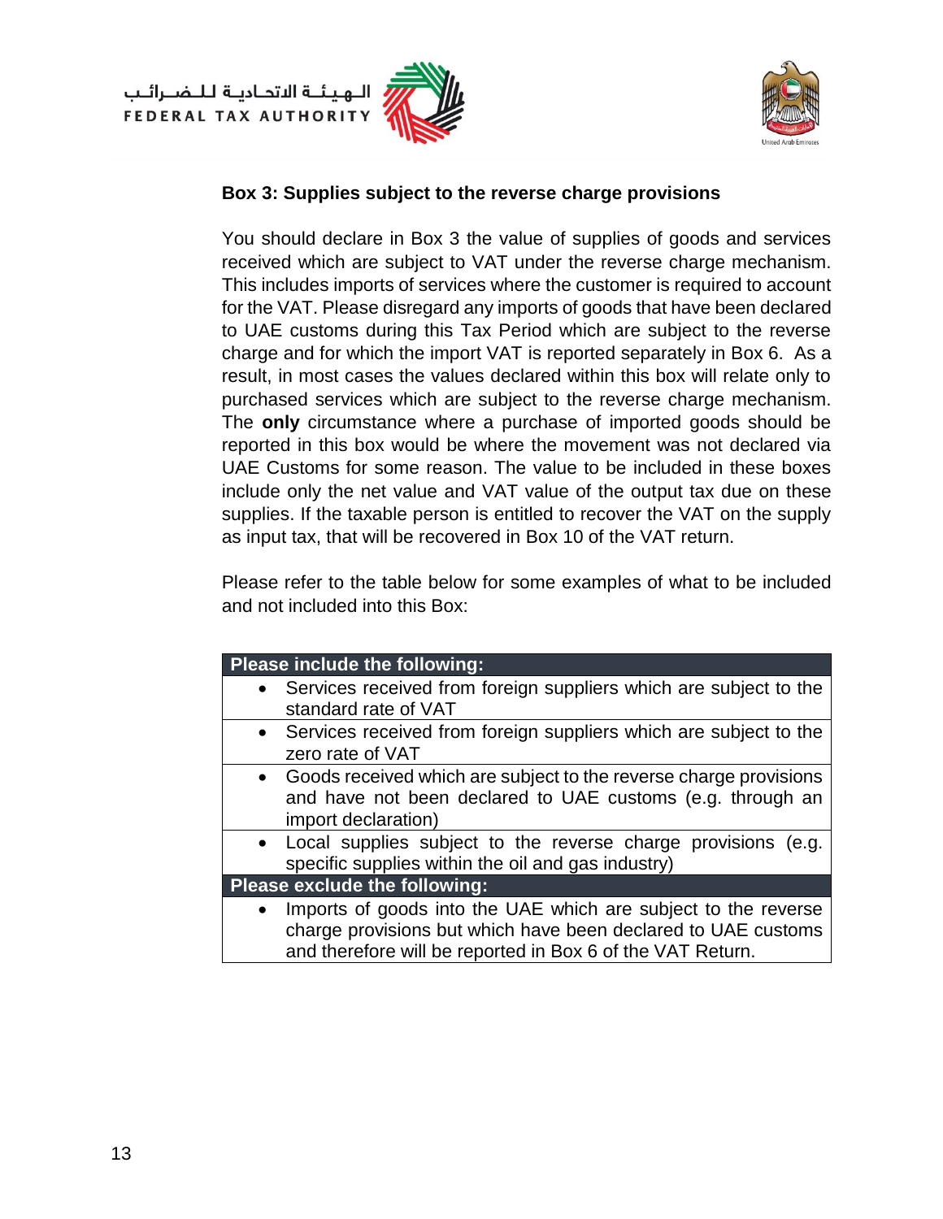### Box 3: Supplies subject to the reverse charge provisions

You should declare in Box 3 the value of supplies of goods and services received which are subject to VAT under the reverse charge mechanism. This includes imports of services where the customer is required to account for the VAT. Please disregard any imports of goods that have been declared to UAE customs during this Tax Period which are subject to the reverse charge and for which the import VAT is reported separately in Box 6. As a result, in most cases the values declared within this box will relate only to purchased services which are subject to the reverse charge mechanism. The **only** circumstance where a purchase of imported goods should be reported in this box would be where the movement was not declared via UAE Customs for some reason. The value to be included in these boxes include only the net value and VAT value of the output tax due on these supplies. If the taxable person is entitled to recover the VAT on the supply as input tax, that will be recovered in Box 10 of the VAT return.

Please refer to the table below for some examples of what to be included and not included into this Box:

| Please include the following: |
|---|
| • Services received from foreign suppliers which are subject to the standard rate of VAT |
| • Services received from foreign suppliers which are subject to the zero rate of VAT |
| • Goods received which are subject to the reverse charge provisions and have not been declared to UAE customs (e.g. through an import declaration) |
| • Local supplies subject to the reverse charge provisions (e.g. specific supplies within the oil and gas industry) |
| **Please exclude the following:** |
| • Imports of goods into the UAE which are subject to the reverse charge provisions but which have been declared to UAE customs and therefore will be reported in Box 6 of the VAT Return. |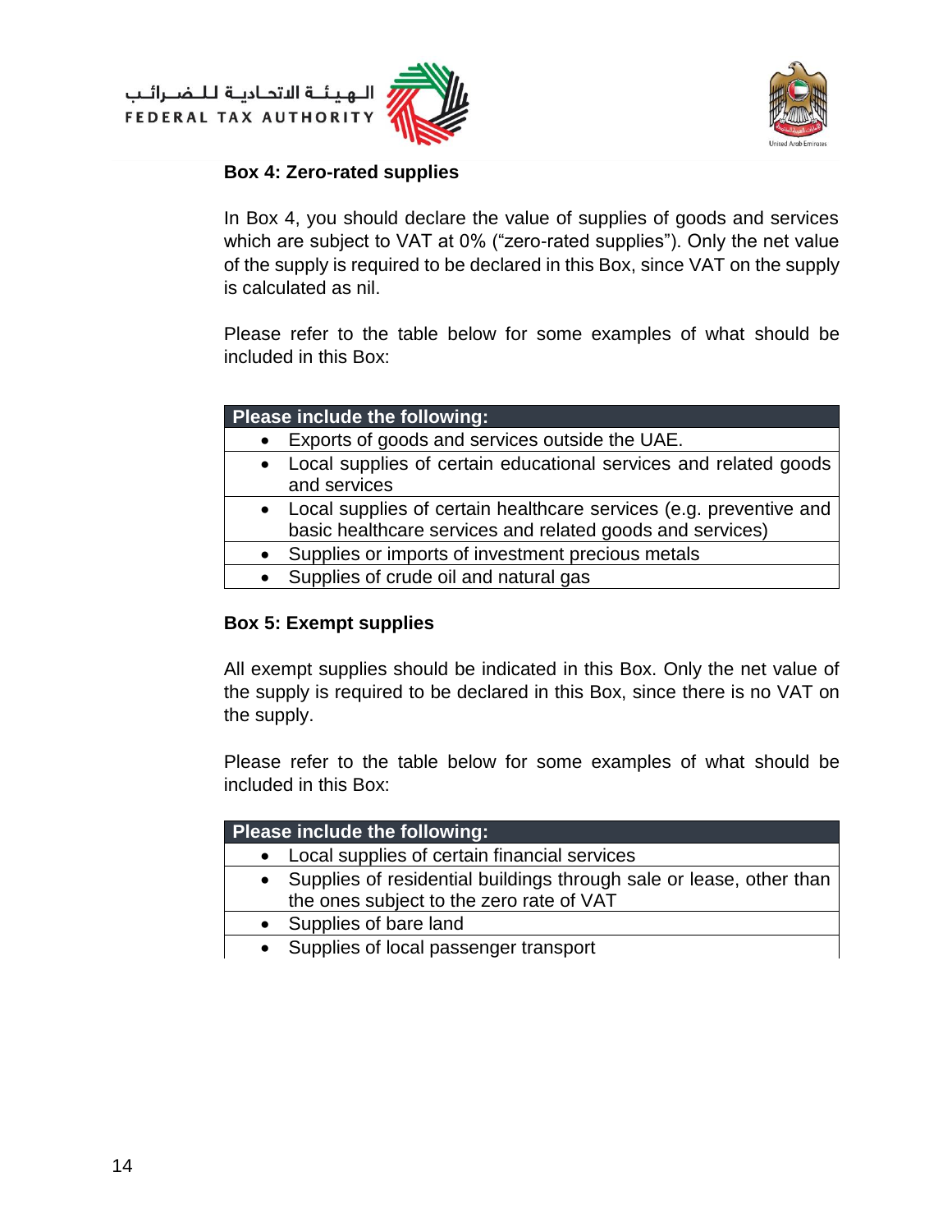### Box 4: Zero-rated supplies

In Box 4, you should declare the value of supplies of goods and services which are subject to VAT at 0% ("zero-rated supplies"). Only the net value of the supply is required to be declared in this Box, since VAT on the supply is calculated as nil.

Please refer to the table below for some examples of what should be included in this Box:

| Please include the following: |
| --- |
| • Exports of goods and services outside the UAE. |
| • Local supplies of certain educational services and related goods and services |
| • Local supplies of certain healthcare services (e.g. preventive and basic healthcare services and related goods and services) |
| • Supplies or imports of investment precious metals |
| • Supplies of crude oil and natural gas |

### Box 5: Exempt supplies

All exempt supplies should be indicated in this Box. Only the net value of the supply is required to be declared in this Box, since there is no VAT on the supply.

Please refer to the table below for some examples of what should be included in this Box:

| Please include the following: |
| --- |
| • Local supplies of certain financial services |
| • Supplies of residential buildings through sale or lease, other than the ones subject to the zero rate of VAT |
| • Supplies of bare land |
| • Supplies of local passenger transport |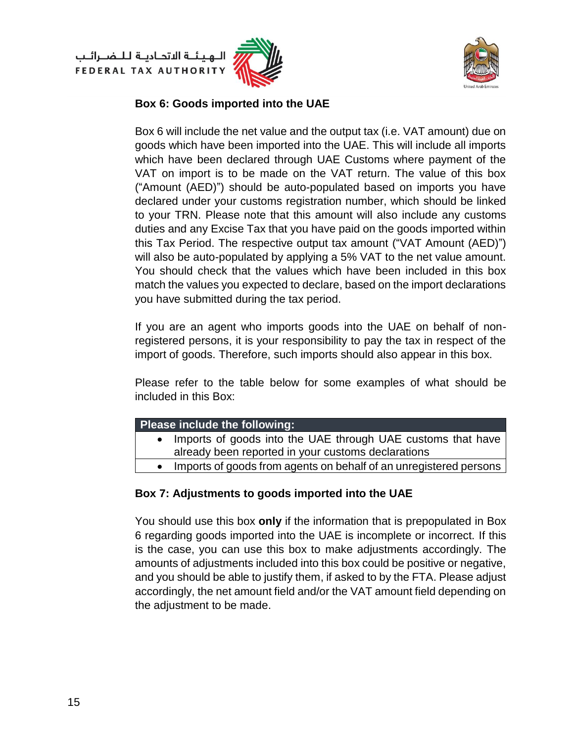### Box 6: Goods imported into the UAE

Box 6 will include the net value and the output tax (i.e. VAT amount) due on goods which have been imported into the UAE. This will include all imports which have been declared through UAE Customs where payment of the VAT on import is to be made on the VAT return. The value of this box ("Amount (AED)") should be auto-populated based on imports you have declared under your customs registration number, which should be linked to your TRN. Please note that this amount will also include any customs duties and any Excise Tax that you have paid on the goods imported within this Tax Period. The respective output tax amount ("VAT Amount (AED)") will also be auto-populated by applying a 5% VAT to the net value amount. You should check that the values which have been included in this box match the values you expected to declare, based on the import declarations you have submitted during the tax period.

If you are an agent who imports goods into the UAE on behalf of non-registered persons, it is your responsibility to pay the tax in respect of the import of goods. Therefore, such imports should also appear in this box.

Please refer to the table below for some examples of what should be included in this Box:

| Please include the following: |
| --- |
| • Imports of goods into the UAE through UAE customs that have already been reported in your customs declarations |
| • Imports of goods from agents on behalf of an unregistered persons |

### Box 7: Adjustments to goods imported into the UAE

You should use this box **only** if the information that is prepopulated in Box 6 regarding goods imported into the UAE is incomplete or incorrect. If this is the case, you can use this box to make adjustments accordingly. The amounts of adjustments included into this box could be positive or negative, and you should be able to justify them, if asked to by the FTA. Please adjust accordingly, the net amount field and/or the VAT amount field depending on the adjustment to be made.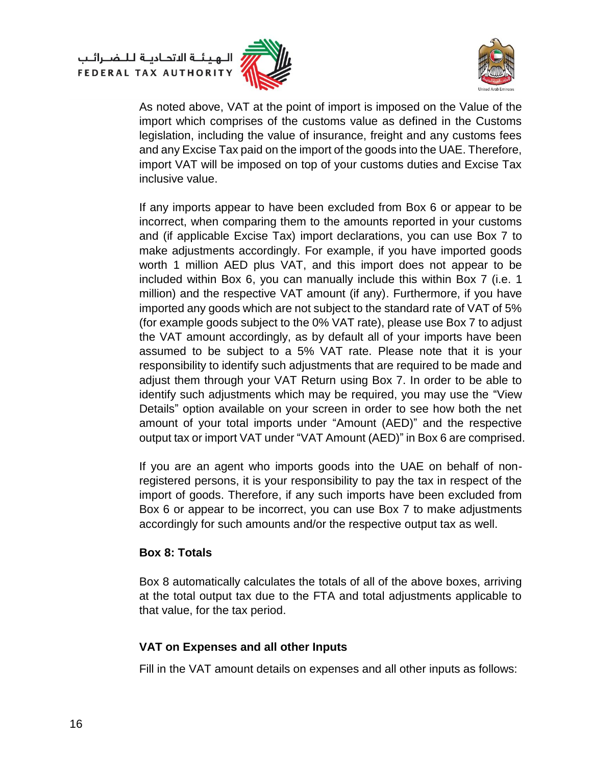As noted above, VAT at the point of import is imposed on the Value of the import which comprises of the customs value as defined in the Customs legislation, including the value of insurance, freight and any customs fees and any Excise Tax paid on the import of the goods into the UAE. Therefore, import VAT will be imposed on top of your customs duties and Excise Tax inclusive value.

If any imports appear to have been excluded from Box 6 or appear to be incorrect, when comparing them to the amounts reported in your customs and (if applicable Excise Tax) import declarations, you can use Box 7 to make adjustments accordingly. For example, if you have imported goods worth 1 million AED plus VAT, and this import does not appear to be included within Box 6, you can manually include this within Box 7 (i.e. 1 million) and the respective VAT amount (if any). Furthermore, if you have imported any goods which are not subject to the standard rate of VAT of 5% (for example goods subject to the 0% VAT rate), please use Box 7 to adjust the VAT amount accordingly, as by default all of your imports have been assumed to be subject to a 5% VAT rate. Please note that it is your responsibility to identify such adjustments that are required to be made and adjust them through your VAT Return using Box 7. In order to be able to identify such adjustments which may be required, you may use the "View Details" option available on your screen in order to see how both the net amount of your total imports under "Amount (AED)" and the respective output tax or import VAT under "VAT Amount (AED)" in Box 6 are comprised.

If you are an agent who imports goods into the UAE on behalf of non-registered persons, it is your responsibility to pay the tax in respect of the import of goods. Therefore, if any such imports have been excluded from Box 6 or appear to be incorrect, you can use Box 7 to make adjustments accordingly for such amounts and/or the respective output tax as well.

**Box 8: Totals**

Box 8 automatically calculates the totals of all of the above boxes, arriving at the total output tax due to the FTA and total adjustments applicable to that value, for the tax period.

**VAT on Expenses and all other Inputs**

Fill in the VAT amount details on expenses and all other inputs as follows: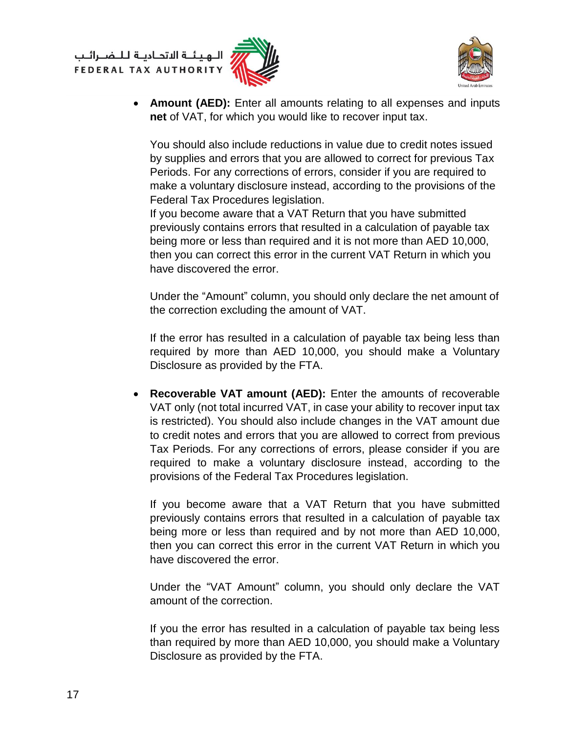- **Amount (AED):** Enter all amounts relating to all expenses and inputs **net** of VAT, for which you would like to recover input tax.

  You should also include reductions in value due to credit notes issued by supplies and errors that you are allowed to correct for previous Tax Periods. For any corrections of errors, consider if you are required to make a voluntary disclosure instead, according to the provisions of the Federal Tax Procedures legislation.
  If you become aware that a VAT Return that you have submitted previously contains errors that resulted in a calculation of payable tax being more or less than required and it is not more than AED 10,000, then you can correct this error in the current VAT Return in which you have discovered the error.

  Under the "Amount" column, you should only declare the net amount of the correction excluding the amount of VAT.

  If the error has resulted in a calculation of payable tax being less than required by more than AED 10,000, you should make a Voluntary Disclosure as provided by the FTA.

- **Recoverable VAT amount (AED):** Enter the amounts of recoverable VAT only (not total incurred VAT, in case your ability to recover input tax is restricted). You should also include changes in the VAT amount due to credit notes and errors that you are allowed to correct from previous Tax Periods. For any corrections of errors, please consider if you are required to make a voluntary disclosure instead, according to the provisions of the Federal Tax Procedures legislation.

  If you become aware that a VAT Return that you have submitted previously contains errors that resulted in a calculation of payable tax being more or less than required and by not more than AED 10,000, then you can correct this error in the current VAT Return in which you have discovered the error.

  Under the "VAT Amount" column, you should only declare the VAT amount of the correction.

  If you the error has resulted in a calculation of payable tax being less than required by more than AED 10,000, you should make a Voluntary Disclosure as provided by the FTA.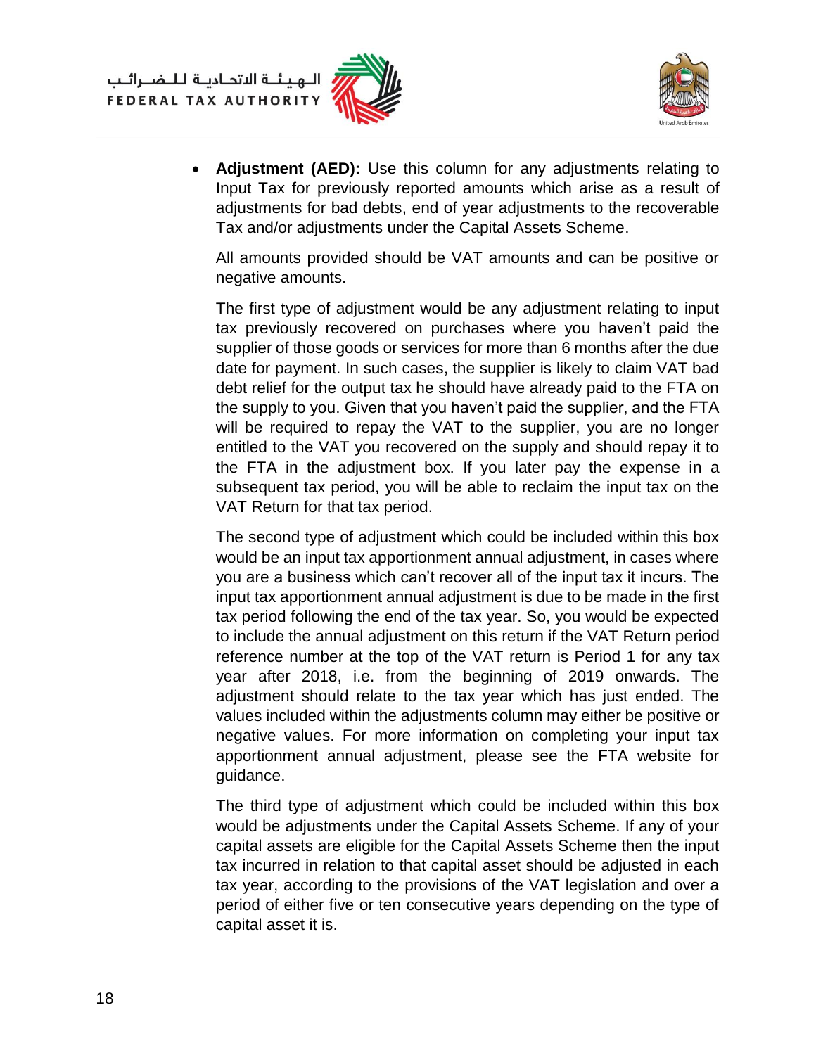- **Adjustment (AED):** Use this column for any adjustments relating to Input Tax for previously reported amounts which arise as a result of adjustments for bad debts, end of year adjustments to the recoverable Tax and/or adjustments under the Capital Assets Scheme.

  All amounts provided should be VAT amounts and can be positive or negative amounts.

  The first type of adjustment would be any adjustment relating to input tax previously recovered on purchases where you haven't paid the supplier of those goods or services for more than 6 months after the due date for payment. In such cases, the supplier is likely to claim VAT bad debt relief for the output tax he should have already paid to the FTA on the supply to you. Given that you haven't paid the supplier, and the FTA will be required to repay the VAT to the supplier, you are no longer entitled to the VAT you recovered on the supply and should repay it to the FTA in the adjustment box. If you later pay the expense in a subsequent tax period, you will be able to reclaim the input tax on the VAT Return for that tax period.

  The second type of adjustment which could be included within this box would be an input tax apportionment annual adjustment, in cases where you are a business which can't recover all of the input tax it incurs. The input tax apportionment annual adjustment is due to be made in the first tax period following the end of the tax year. So, you would be expected to include the annual adjustment on this return if the VAT Return period reference number at the top of the VAT return is Period 1 for any tax year after 2018, i.e. from the beginning of 2019 onwards. The adjustment should relate to the tax year which has just ended. The values included within the adjustments column may either be positive or negative values. For more information on completing your input tax apportionment annual adjustment, please see the FTA website for guidance.

  The third type of adjustment which could be included within this box would be adjustments under the Capital Assets Scheme. If any of your capital assets are eligible for the Capital Assets Scheme then the input tax incurred in relation to that capital asset should be adjusted in each tax year, according to the provisions of the VAT legislation and over a period of either five or ten consecutive years depending on the type of capital asset it is.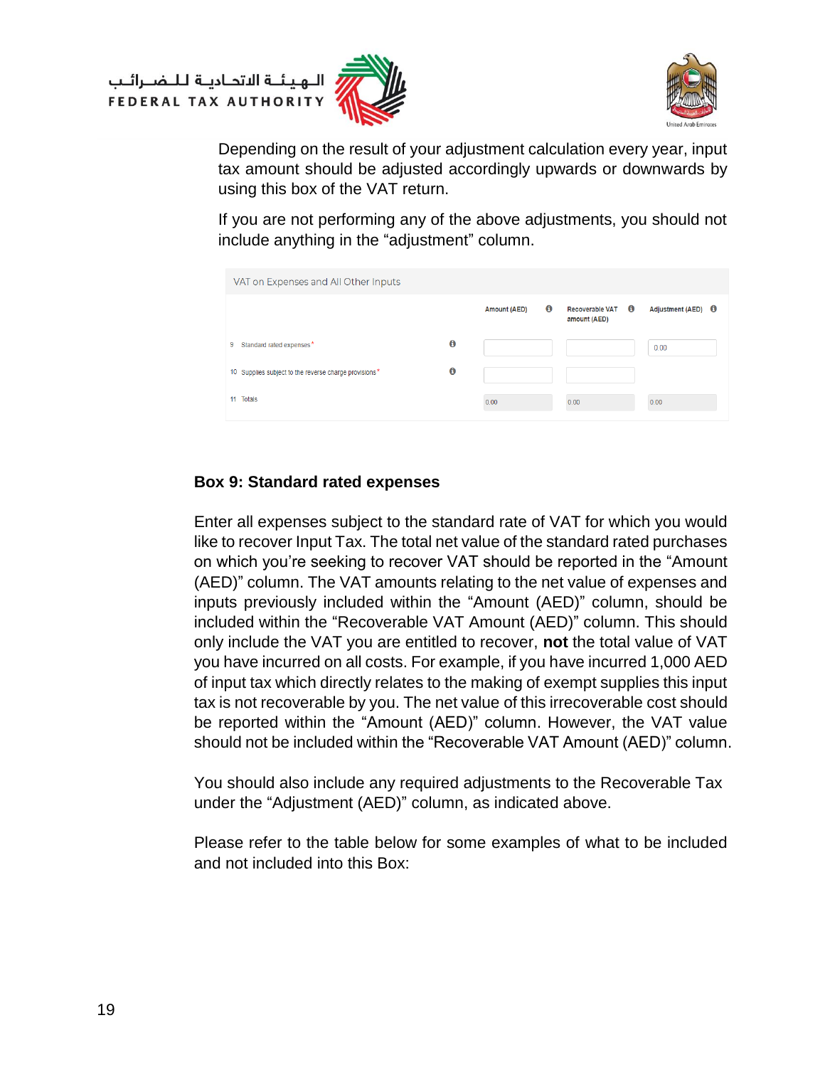Depending on the result of your adjustment calculation every year, input tax amount should be adjusted accordingly upwards or downwards by using this box of the VAT return.

If you are not performing any of the above adjustments, you should not include anything in the "adjustment" column.

VAT on Expenses and All Other Inputs

| | Amount (AED) | Recoverable VAT amount (AED) | Adjustment (AED) |
|---|---|---|---|
| 9 Standard rated expenses* | | | 0.00 |
| 10 Supplies subject to the reverse charge provisions* | | | |
| 11 Totals | 0.00 | 0.00 | 0.00 |

**Box 9: Standard rated expenses**

Enter all expenses subject to the standard rate of VAT for which you would like to recover Input Tax. The total net value of the standard rated purchases on which you're seeking to recover VAT should be reported in the "Amount (AED)" column. The VAT amounts relating to the net value of expenses and inputs previously included within the "Amount (AED)" column, should be included within the "Recoverable VAT Amount (AED)" column. This should only include the VAT you are entitled to recover, **not** the total value of VAT you have incurred on all costs. For example, if you have incurred 1,000 AED of input tax which directly relates to the making of exempt supplies this input tax is not recoverable by you. The net value of this irrecoverable cost should be reported within the "Amount (AED)" column. However, the VAT value should not be included within the "Recoverable VAT Amount (AED)" column.

You should also include any required adjustments to the Recoverable Tax under the "Adjustment (AED)" column, as indicated above.

Please refer to the table below for some examples of what to be included and not included into this Box: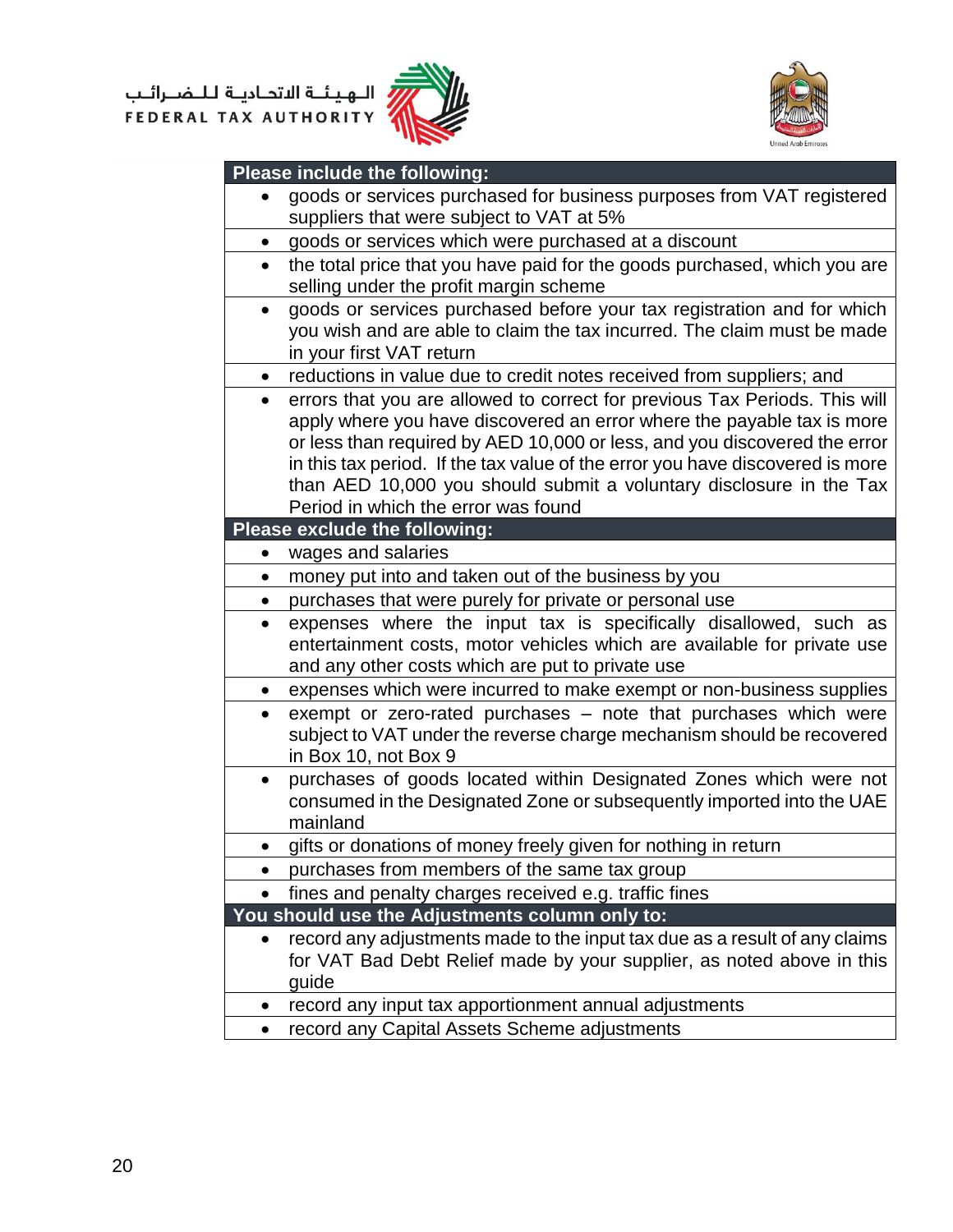| Please include the following: |
| --- |
| • goods or services purchased for business purposes from VAT registered suppliers that were subject to VAT at 5% |
| • goods or services which were purchased at a discount |
| • the total price that you have paid for the goods purchased, which you are selling under the profit margin scheme |
| • goods or services purchased before your tax registration and for which you wish and are able to claim the tax incurred. The claim must be made in your first VAT return |
| • reductions in value due to credit notes received from suppliers; and |
| • errors that you are allowed to correct for previous Tax Periods. This will apply where you have discovered an error where the payable tax is more or less than required by AED 10,000 or less, and you discovered the error in this tax period. If the tax value of the error you have discovered is more than AED 10,000 you should submit a voluntary disclosure in the Tax Period in which the error was found |
| **Please exclude the following:** |
| • wages and salaries |
| • money put into and taken out of the business by you |
| • purchases that were purely for private or personal use |
| • expenses where the input tax is specifically disallowed, such as entertainment costs, motor vehicles which are available for private use and any other costs which are put to private use |
| • expenses which were incurred to make exempt or non-business supplies |
| • exempt or zero-rated purchases – note that purchases which were subject to VAT under the reverse charge mechanism should be recovered in Box 10, not Box 9 |
| • purchases of goods located within Designated Zones which were not consumed in the Designated Zone or subsequently imported into the UAE mainland |
| • gifts or donations of money freely given for nothing in return |
| • purchases from members of the same tax group |
| • fines and penalty charges received e.g. traffic fines |
| **You should use the Adjustments column only to:** |
| • record any adjustments made to the input tax due as a result of any claims for VAT Bad Debt Relief made by your supplier, as noted above in this guide |
| • record any input tax apportionment annual adjustments |
| • record any Capital Assets Scheme adjustments |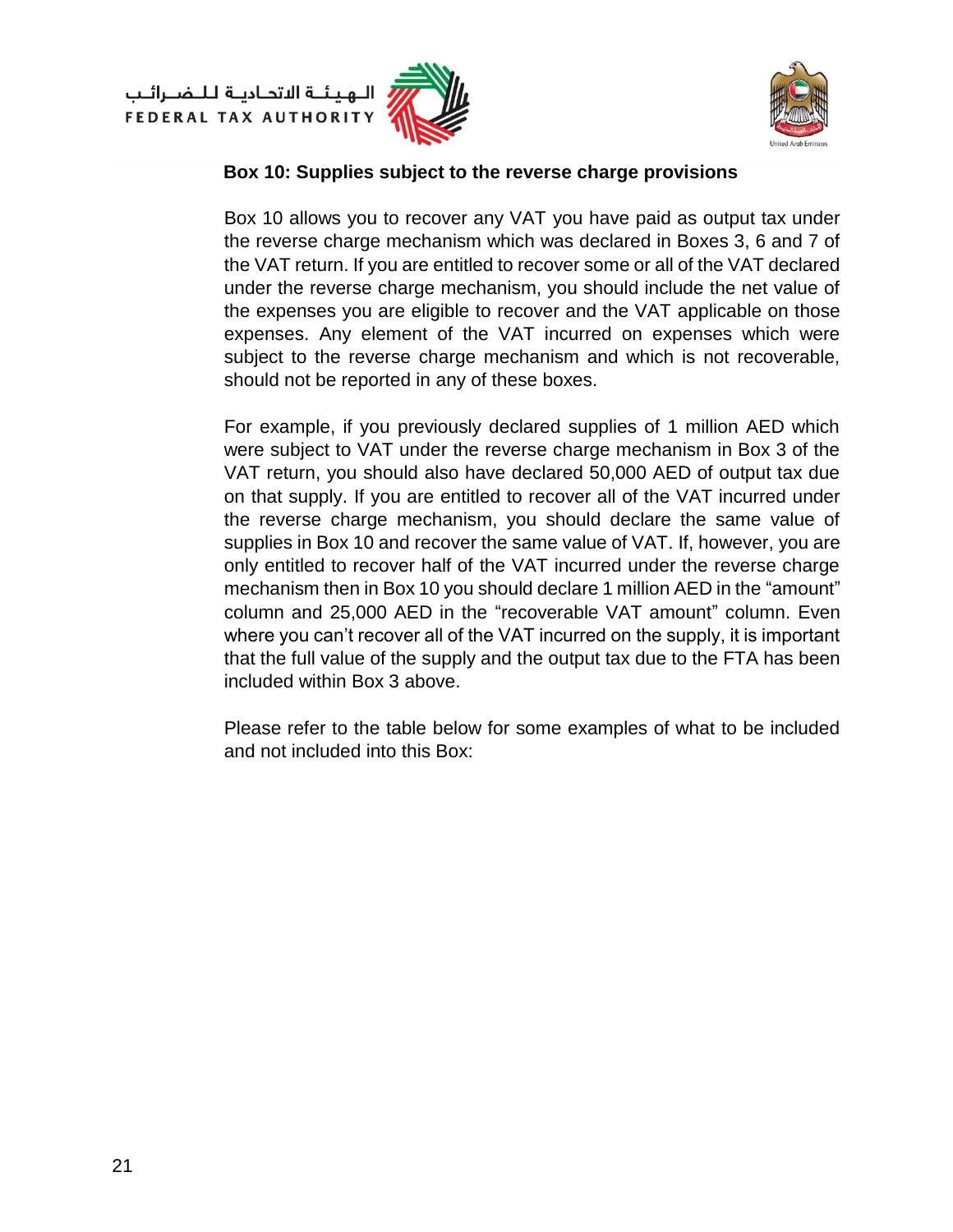### Box 10: Supplies subject to the reverse charge provisions

Box 10 allows you to recover any VAT you have paid as output tax under the reverse charge mechanism which was declared in Boxes 3, 6 and 7 of the VAT return. If you are entitled to recover some or all of the VAT declared under the reverse charge mechanism, you should include the net value of the expenses you are eligible to recover and the VAT applicable on those expenses. Any element of the VAT incurred on expenses which were subject to the reverse charge mechanism and which is not recoverable, should not be reported in any of these boxes.

For example, if you previously declared supplies of 1 million AED which were subject to VAT under the reverse charge mechanism in Box 3 of the VAT return, you should also have declared 50,000 AED of output tax due on that supply. If you are entitled to recover all of the VAT incurred under the reverse charge mechanism, you should declare the same value of supplies in Box 10 and recover the same value of VAT. If, however, you are only entitled to recover half of the VAT incurred under the reverse charge mechanism then in Box 10 you should declare 1 million AED in the "amount" column and 25,000 AED in the "recoverable VAT amount" column. Even where you can't recover all of the VAT incurred on the supply, it is important that the full value of the supply and the output tax due to the FTA has been included within Box 3 above.

Please refer to the table below for some examples of what to be included and not included into this Box: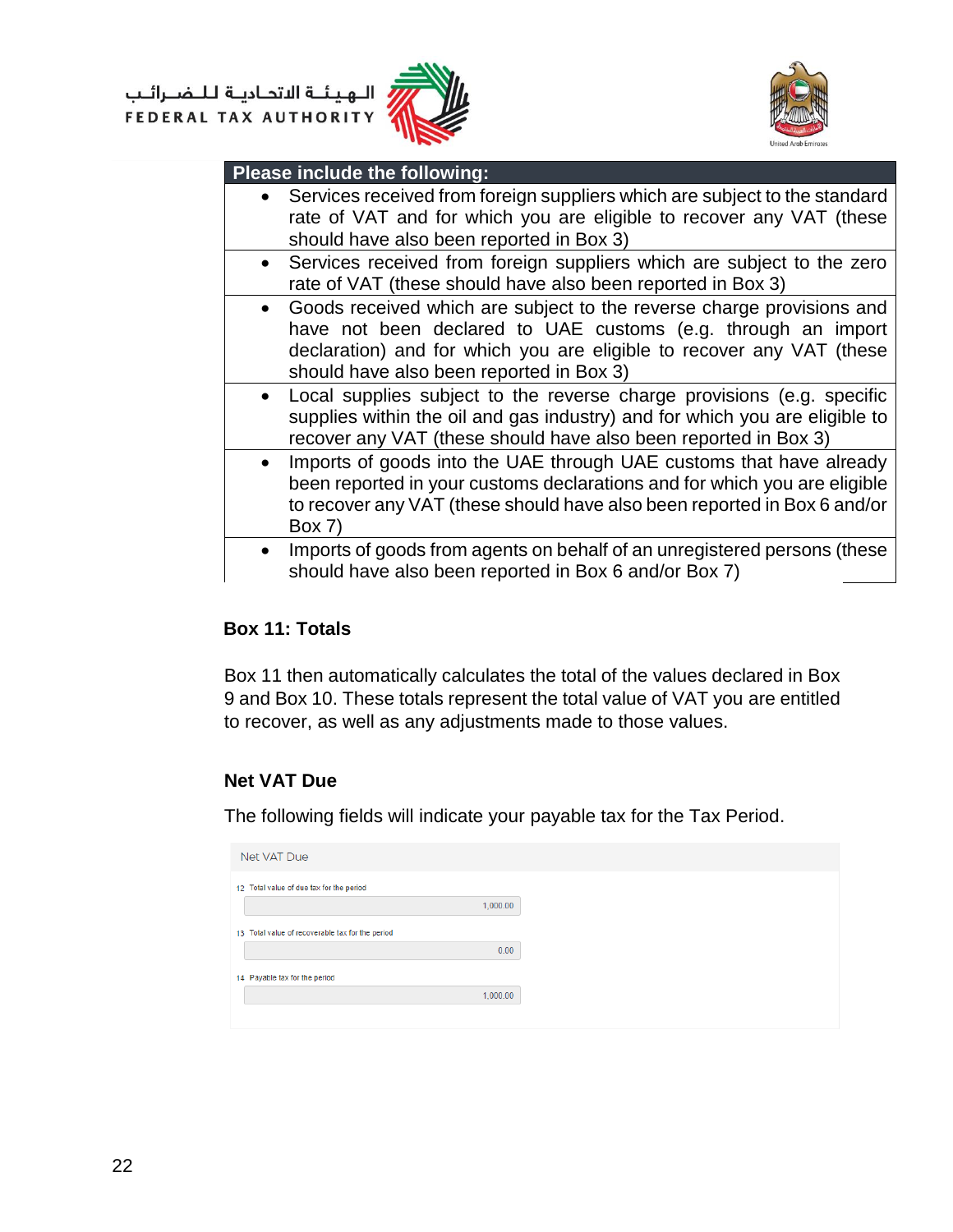| Please include the following: |
|---|
| • Services received from foreign suppliers which are subject to the standard rate of VAT and for which you are eligible to recover any VAT (these should have also been reported in Box 3) |
| • Services received from foreign suppliers which are subject to the zero rate of VAT (these should have also been reported in Box 3) |
| • Goods received which are subject to the reverse charge provisions and have not been declared to UAE customs (e.g. through an import declaration) and for which you are eligible to recover any VAT (these should have also been reported in Box 3) |
| • Local supplies subject to the reverse charge provisions (e.g. specific supplies within the oil and gas industry) and for which you are eligible to recover any VAT (these should have also been reported in Box 3) |
| • Imports of goods into the UAE through UAE customs that have already been reported in your customs declarations and for which you are eligible to recover any VAT (these should have also been reported in Box 6 and/or Box 7) |
| • Imports of goods from agents on behalf of an unregistered persons (these should have also been reported in Box 6 and/or Box 7) |

**Box 11: Totals**

Box 11 then automatically calculates the total of the values declared in Box 9 and Box 10. These totals represent the total value of VAT you are entitled to recover, as well as any adjustments made to those values.

**Net VAT Due**

The following fields will indicate your payable tax for the Tax Period.

Net VAT Due

12 Total value of due tax for the period

1,000.00

13 Total value of recoverable tax for the period

0.00

14 Payable tax for the period

1,000.00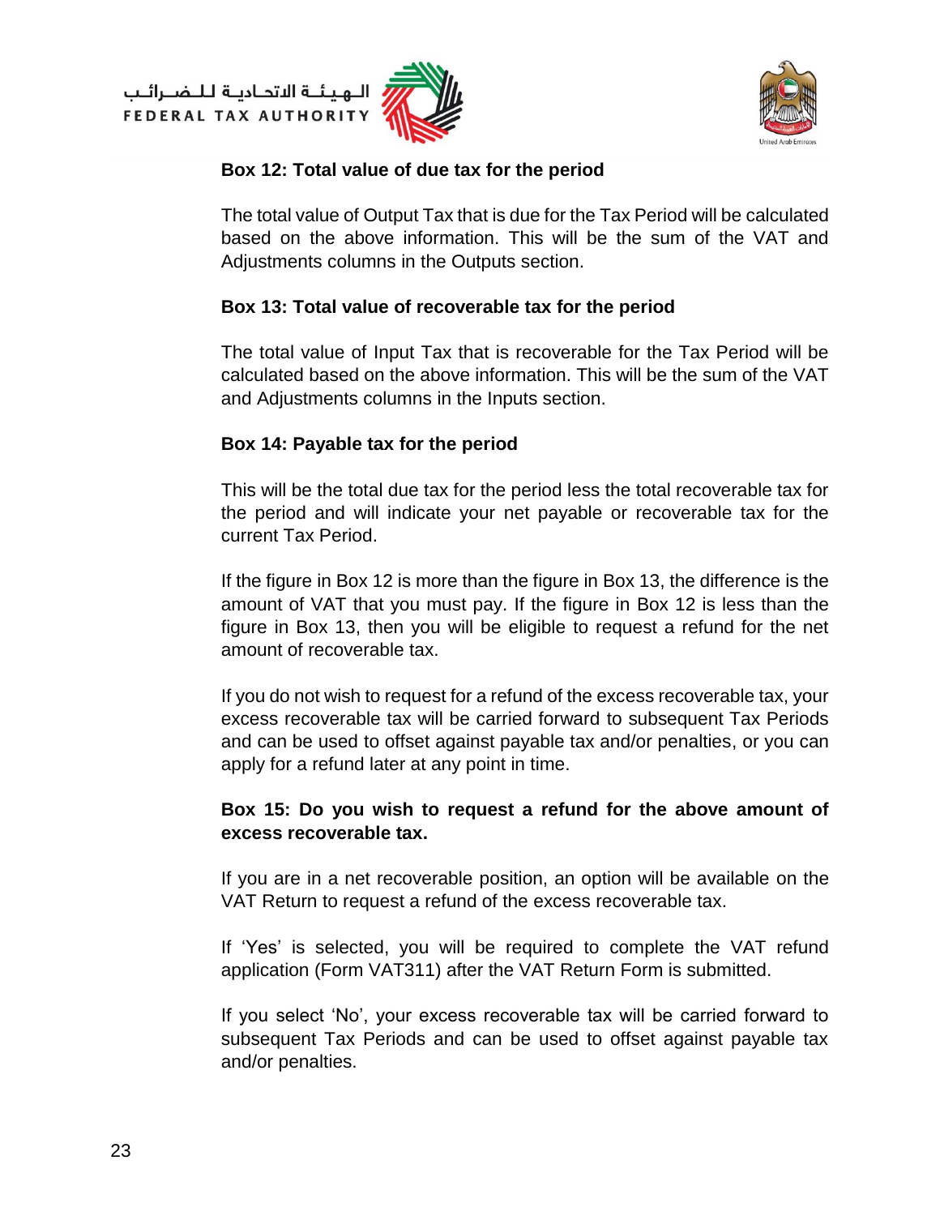**Box 12: Total value of due tax for the period**

The total value of Output Tax that is due for the Tax Period will be calculated based on the above information. This will be the sum of the VAT and Adjustments columns in the Outputs section.

**Box 13: Total value of recoverable tax for the period**

The total value of Input Tax that is recoverable for the Tax Period will be calculated based on the above information. This will be the sum of the VAT and Adjustments columns in the Inputs section.

**Box 14: Payable tax for the period**

This will be the total due tax for the period less the total recoverable tax for the period and will indicate your net payable or recoverable tax for the current Tax Period.

If the figure in Box 12 is more than the figure in Box 13, the difference is the amount of VAT that you must pay. If the figure in Box 12 is less than the figure in Box 13, then you will be eligible to request a refund for the net amount of recoverable tax.

If you do not wish to request for a refund of the excess recoverable tax, your excess recoverable tax will be carried forward to subsequent Tax Periods and can be used to offset against payable tax and/or penalties, or you can apply for a refund later at any point in time.

**Box 15: Do you wish to request a refund for the above amount of excess recoverable tax.**

If you are in a net recoverable position, an option will be available on the VAT Return to request a refund of the excess recoverable tax.

If 'Yes' is selected, you will be required to complete the VAT refund application (Form VAT311) after the VAT Return Form is submitted.

If you select 'No', your excess recoverable tax will be carried forward to subsequent Tax Periods and can be used to offset against payable tax and/or penalties.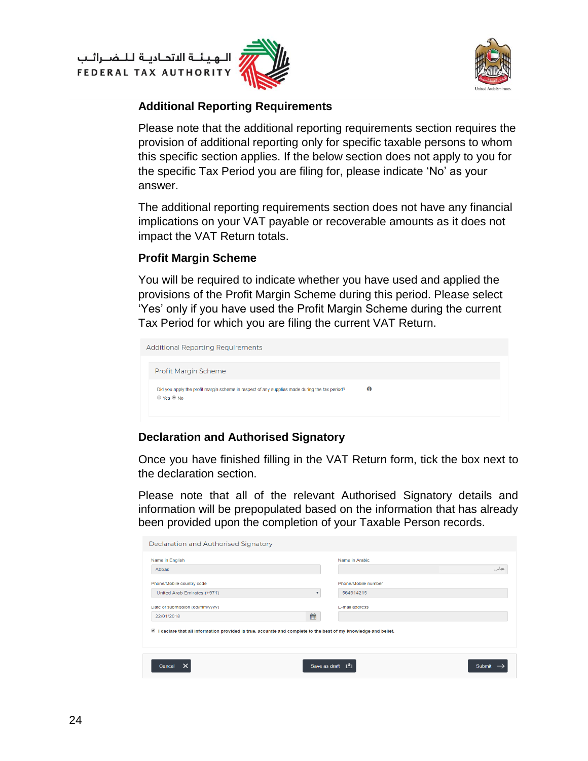### Additional Reporting Requirements

Please note that the additional reporting requirements section requires the provision of additional reporting only for specific taxable persons to whom this specific section applies. If the below section does not apply to you for the specific Tax Period you are filing for, please indicate 'No' as your answer.

The additional reporting requirements section does not have any financial implications on your VAT payable or recoverable amounts as it does not impact the VAT Return totals.

### Profit Margin Scheme

You will be required to indicate whether you have used and applied the provisions of the Profit Margin Scheme during this period. Please select 'Yes' only if you have used the Profit Margin Scheme during the current Tax Period for which you are filing the current VAT Return.

Additional Reporting Requirements

Profit Margin Scheme

Did you apply the profit margin scheme in respect of any supplies made during the tax period?

Yes No

### Declaration and Authorised Signatory

Once you have finished filling in the VAT Return form, tick the box next to the declaration section.

Please note that all of the relevant Authorised Signatory details and information will be prepopulated based on the information that has already been provided upon the completion of your Taxable Person records.

Declaration and Authorised Signatory

Name in English: Abbas

Name in Arabic: عباس

Phone/Mobile country code: United Arab Emirates (+971)

Phone/Mobile number: 564914215

Date of submission (dd/mm/yyyy): 22/01/2018

E-mail address

I declare that all information provided is true, accurate and complete to the best of my knowledge and belief.

Cancel | Save as draft | Submit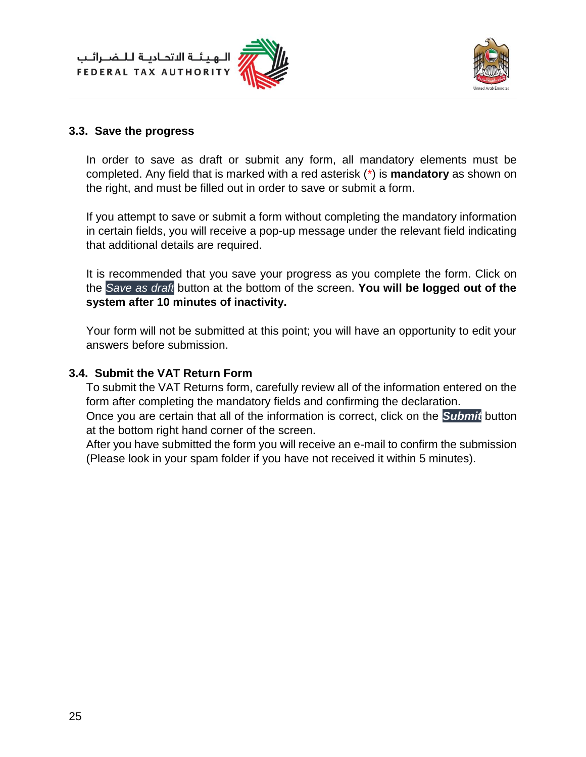### 3.3. Save the progress

In order to save as draft or submit any form, all mandatory elements must be completed. Any field that is marked with a red asterisk (*) is **mandatory** as shown on the right, and must be filled out in order to save or submit a form.

If you attempt to save or submit a form without completing the mandatory information in certain fields, you will receive a pop-up message under the relevant field indicating that additional details are required.

It is recommended that you save your progress as you complete the form. Click on the *Save as draft* button at the bottom of the screen. **You will be logged out of the system after 10 minutes of inactivity.**

Your form will not be submitted at this point; you will have an opportunity to edit your answers before submission.

### 3.4. Submit the VAT Return Form

To submit the VAT Returns form, carefully review all of the information entered on the form after completing the mandatory fields and confirming the declaration.

Once you are certain that all of the information is correct, click on the ***Submit*** button at the bottom right hand corner of the screen.

After you have submitted the form you will receive an e-mail to confirm the submission (Please look in your spam folder if you have not received it within 5 minutes).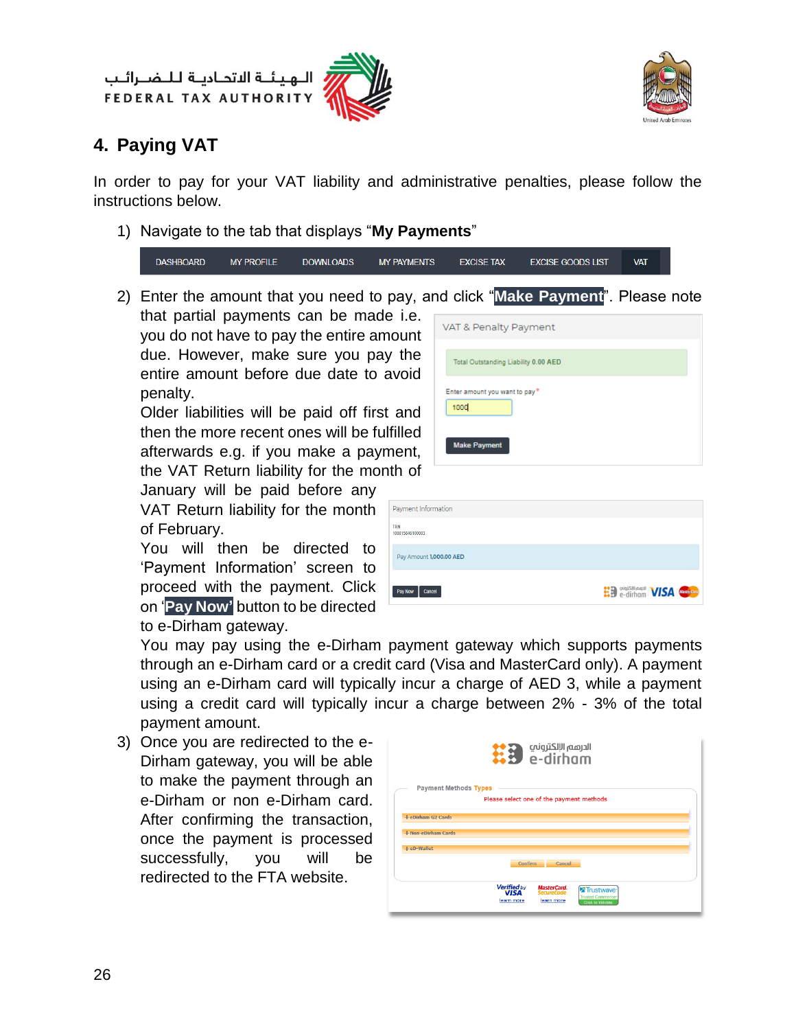## 4. Paying VAT

In order to pay for your VAT liability and administrative penalties, please follow the instructions below.

1) Navigate to the tab that displays "**My Payments**"

DASHBOARD MY PROFILE DOWNLOADS MY PAYMENTS EXCISE TAX EXCISE GOODS LIST VAT

2) Enter the amount that you need to pay, and click "**Make Payment**". Please note that partial payments can be made i.e. you do not have to pay the entire amount due. However, make sure you pay the entire amount before due date to avoid penalty.

   Older liabilities will be paid off first and then the more recent ones will be fulfilled afterwards e.g. if you make a payment, the VAT Return liability for the month of January will be paid before any VAT Return liability for the month of February.

   You will then be directed to 'Payment Information' screen to proceed with the payment. Click on '**Pay Now**' button to be directed to e-Dirham gateway.

   VAT & Penalty Payment

   Total Outstanding Liability 0.00 AED

   Enter amount you want to pay *

   1000

   Make Payment

   Payment Information

   TRN
   100015646100003

   Pay Amount 1,000.00 AED

   Pay Now Cancel

   You may pay using the e-Dirham payment gateway which supports payments through an e-Dirham card or a credit card (Visa and MasterCard only). A payment using an e-Dirham card will typically incur a charge of AED 3, while a payment using a credit card will typically incur a charge between 2% - 3% of the total payment amount.

3) Once you are redirected to the e-Dirham gateway, you will be able to make the payment through an e-Dirham or non e-Dirham card. After confirming the transaction, once the payment is processed successfully, you will be redirected to the FTA website.

   الدرهم الإلكتروني e-dirham

   Payment Methods Types

   Please select one of the payment methods

   + eDirham G2 Cards

   + Non-eDirham Cards

   + eD-Wallet

   Confirm Cancel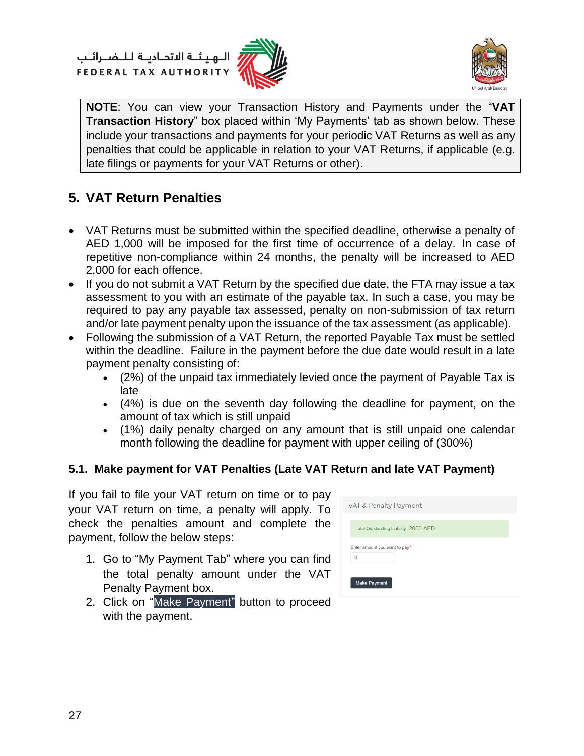**NOTE**: You can view your Transaction History and Payments under the "**VAT Transaction History**" box placed within 'My Payments' tab as shown below. These include your transactions and payments for your periodic VAT Returns as well as any penalties that could be applicable in relation to your VAT Returns, if applicable (e.g. late filings or payments for your VAT Returns or other).

## 5. VAT Return Penalties

- VAT Returns must be submitted within the specified deadline, otherwise a penalty of AED 1,000 will be imposed for the first time of occurrence of a delay. In case of repetitive non-compliance within 24 months, the penalty will be increased to AED 2,000 for each offence.
- If you do not submit a VAT Return by the specified due date, the FTA may issue a tax assessment to you with an estimate of the payable tax. In such a case, you may be required to pay any payable tax assessed, penalty on non-submission of tax return and/or late payment penalty upon the issuance of the tax assessment (as applicable).
- Following the submission of a VAT Return, the reported Payable Tax must be settled within the deadline. Failure in the payment before the due date would result in a late payment penalty consisting of:
  - (2%) of the unpaid tax immediately levied once the payment of Payable Tax is late
  - (4%) is due on the seventh day following the deadline for payment, on the amount of tax which is still unpaid
  - (1%) daily penalty charged on any amount that is still unpaid one calendar month following the deadline for payment with upper ceiling of (300%)

### 5.1. Make payment for VAT Penalties (Late VAT Return and late VAT Payment)

If you fail to file your VAT return on time or to pay your VAT return on time, a penalty will apply. To check the penalties amount and complete the payment, follow the below steps:

1. Go to "My Payment Tab" where you can find the total penalty amount under the VAT Penalty Payment box.
2. Click on "Make Payment" button to proceed with the payment.

VAT & Penalty Payment

Total Outstanding Liability 2000 AED

Enter amount you want to pay *

0

Make Payment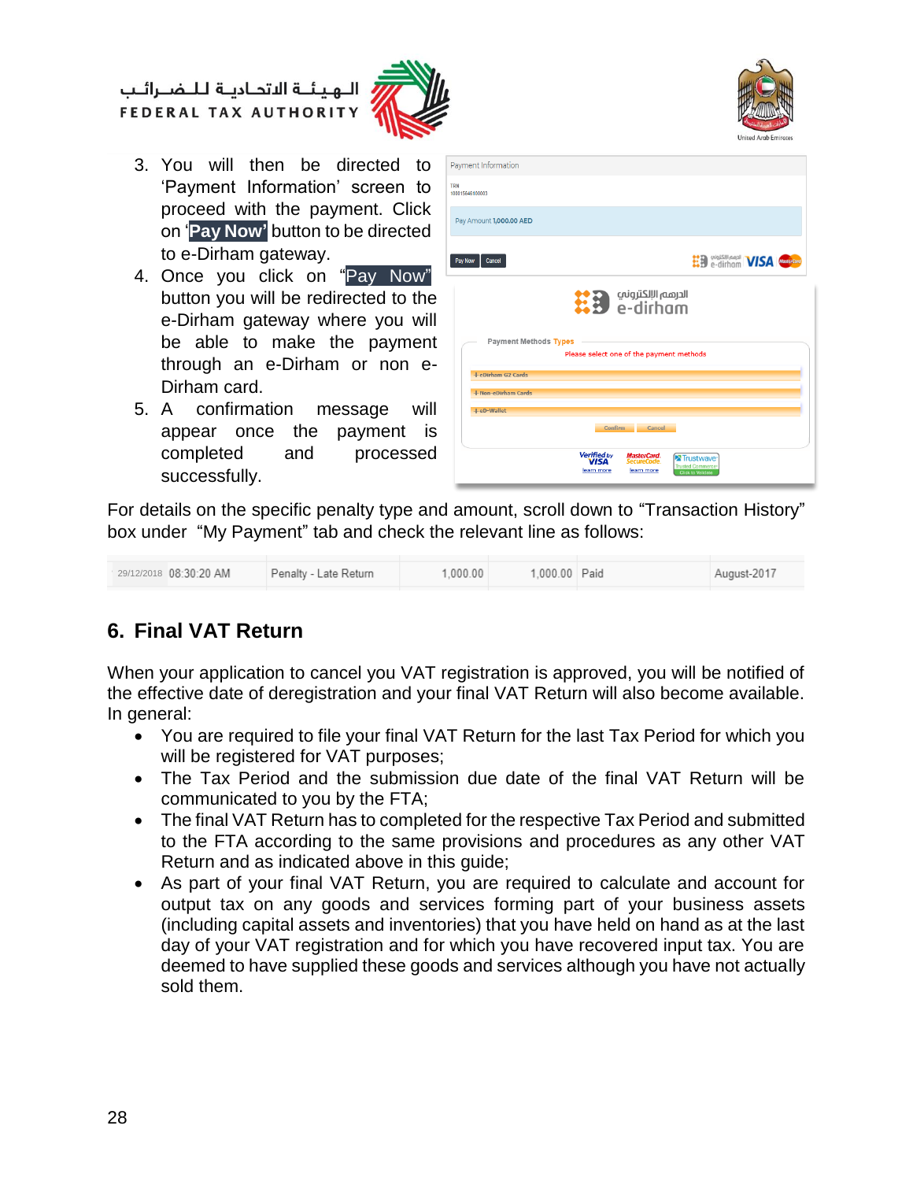3. You will then be directed to 'Payment Information' screen to proceed with the payment. Click on '**Pay Now**' button to be directed to e-Dirham gateway.
4. Once you click on "Pay Now" button you will be redirected to the e-Dirham gateway where you will be able to make the payment through an e-Dirham or non e-Dirham card.
5. A confirmation message will appear once the payment is completed and processed successfully.

For details on the specific penalty type and amount, scroll down to "Transaction History" box under "My Payment" tab and check the relevant line as follows:

| | | | | | | |
|---|---|---|---|---|---|---|
| 29/12/2018 | 08:30:20 AM | Penalty - Late Return | 1,000.00 | 1,000.00 | Paid | August-2017 |

## 6. Final VAT Return

When your application to cancel you VAT registration is approved, you will be notified of the effective date of deregistration and your final VAT Return will also become available. In general:

- You are required to file your final VAT Return for the last Tax Period for which you will be registered for VAT purposes;
- The Tax Period and the submission due date of the final VAT Return will be communicated to you by the FTA;
- The final VAT Return has to completed for the respective Tax Period and submitted to the FTA according to the same provisions and procedures as any other VAT Return and as indicated above in this guide;
- As part of your final VAT Return, you are required to calculate and account for output tax on any goods and services forming part of your business assets (including capital assets and inventories) that you have held on hand as at the last day of your VAT registration and for which you have recovered input tax. You are deemed to have supplied these goods and services although you have not actually sold them.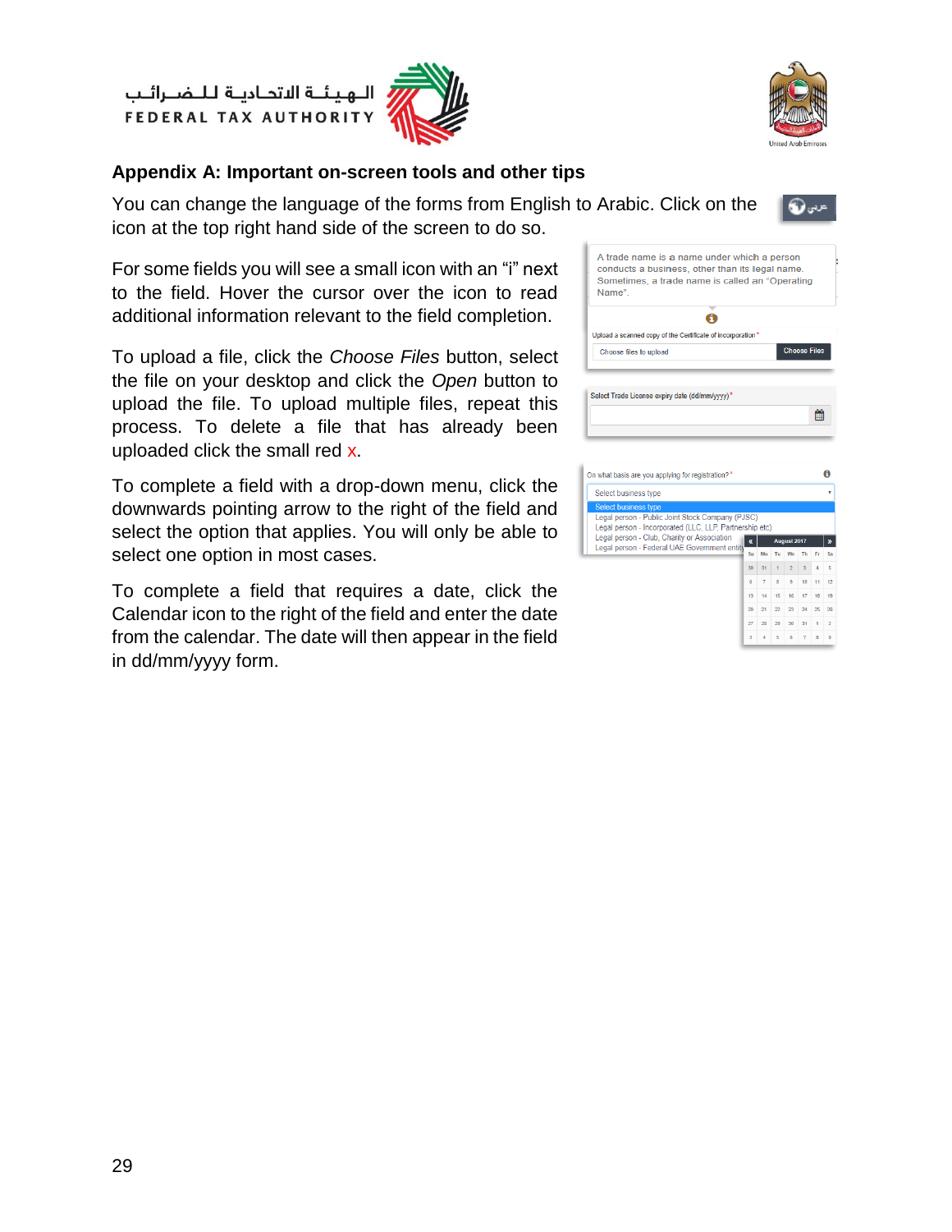## Appendix A: Important on-screen tools and other tips

You can change the language of the forms from English to Arabic. Click on the icon at the top right hand side of the screen to do so.

For some fields you will see a small icon with an "i" next to the field. Hover the cursor over the icon to read additional information relevant to the field completion.

To upload a file, click the *Choose Files* button, select the file on your desktop and click the *Open* button to upload the file. To upload multiple files, repeat this process. To delete a file that has already been uploaded click the small red x.

To complete a field with a drop-down menu, click the downwards pointing arrow to the right of the field and select the option that applies. You will only be able to select one option in most cases.

To complete a field that requires a date, click the Calendar icon to the right of the field and enter the date from the calendar. The date will then appear in the field in dd/mm/yyyy form.